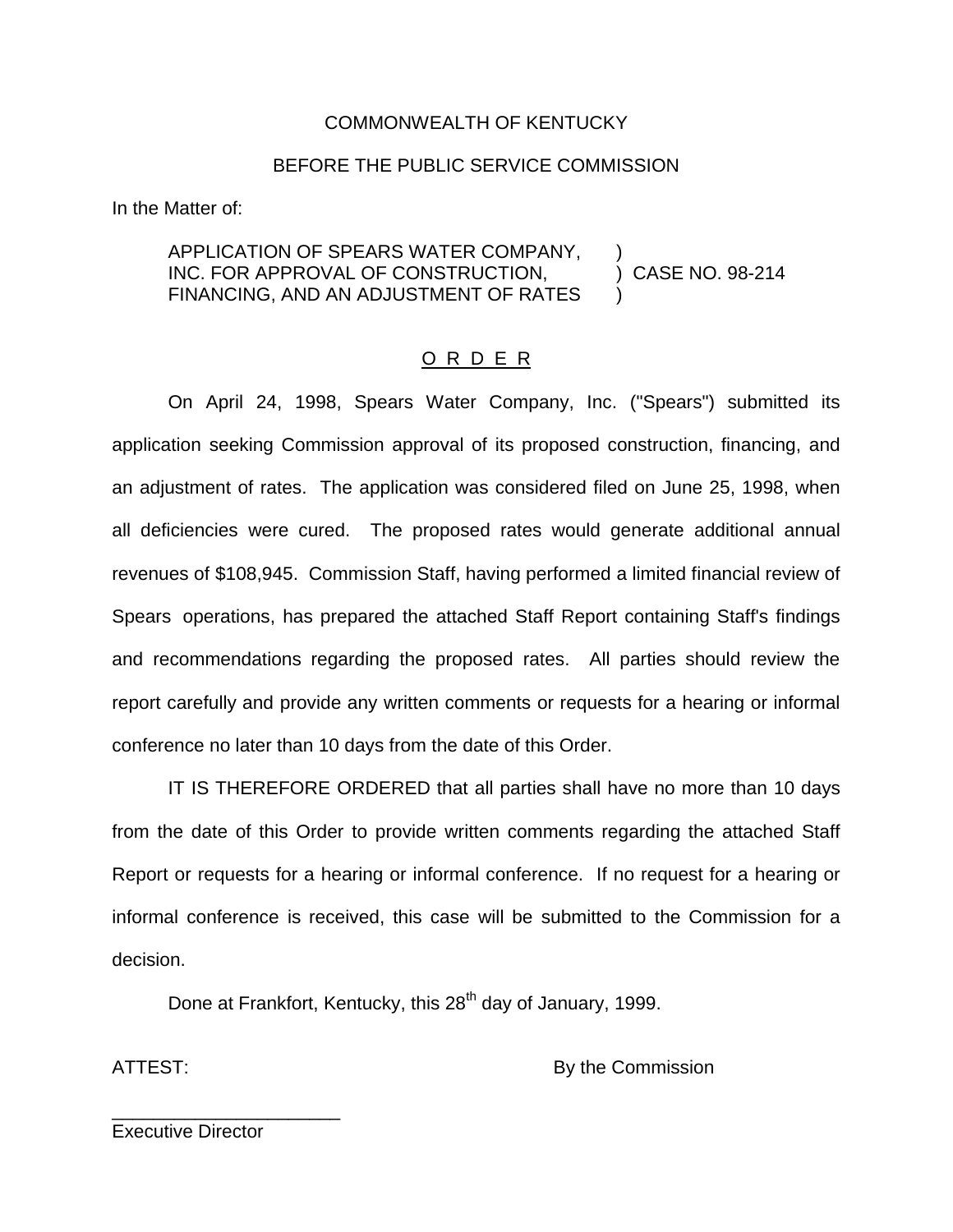COMMONWEALTH OF KENTUCKY

BEFORE THE PUBLIC SERVICE COMMISSION

In the Matter of:

APPLICATION OF SPEARS WATER COMPANY, INC. FOR APPROVAL OF CONSTRUCTION, FINANCING, AND AN ADJUSTMENT OF RATES ) CASE NO. 98-214

## O R D E R

On April 24, 1998, Spears Water Company, Inc. ("Spears") submitted its application seeking Commission approval of its proposed construction, financing, and an adjustment of rates. The application was considered filed on June 25, 1998, when all deficiencies were cured. The proposed rates would generate additional annual revenues of $108,945. Commission Staff, having performed a limited financial review of Spears operations, has prepared the attached Staff Report containing Staff's findings and recommendations regarding the proposed rates. All parties should review the report carefully and provide any written comments or requests for a hearing or informal conference no later than 10 days from the date of this Order.

IT IS THEREFORE ORDERED that all parties shall have no more than 10 days from the date of this Order to provide written comments regarding the attached Staff Report or requests for a hearing or informal conference. If no request for a hearing or informal conference is received, this case will be submitted to the Commission for a decision.

Done at Frankfort, Kentucky, this 28th day of January, 1999.

ATTEST:

By the Commission

______________________
Executive Director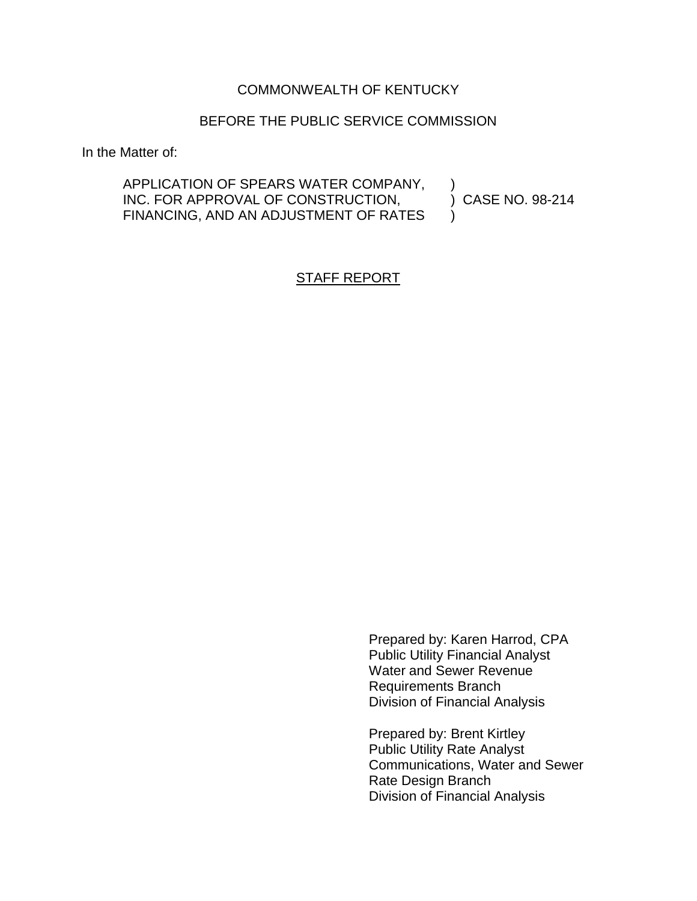COMMONWEALTH OF KENTUCKY

BEFORE THE PUBLIC SERVICE COMMISSION

In the Matter of:

APPLICATION OF SPEARS WATER COMPANY, INC. FOR APPROVAL OF CONSTRUCTION, FINANCING, AND AN ADJUSTMENT OF RATES ) CASE NO. 98-214

STAFF REPORT

Prepared by: Karen Harrod, CPA
Public Utility Financial Analyst
Water and Sewer Revenue
Requirements Branch
Division of Financial Analysis

Prepared by: Brent Kirtley
Public Utility Rate Analyst
Communications, Water and Sewer
Rate Design Branch
Division of Financial Analysis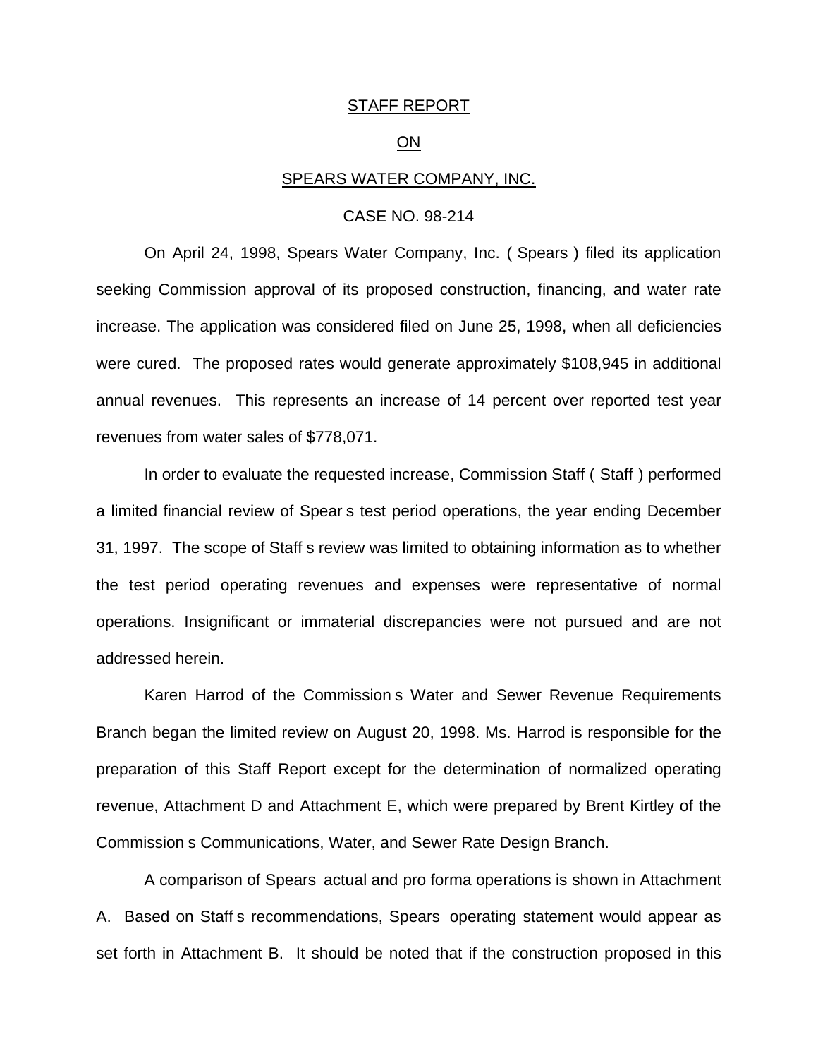STAFF REPORT

ON

SPEARS WATER COMPANY, INC.

CASE NO. 98-214

On April 24, 1998, Spears Water Company, Inc. ( Spears ) filed its application seeking Commission approval of its proposed construction, financing, and water rate increase. The application was considered filed on June 25, 1998, when all deficiencies were cured. The proposed rates would generate approximately $108,945 in additional annual revenues. This represents an increase of 14 percent over reported test year revenues from water sales of $778,071.

In order to evaluate the requested increase, Commission Staff ( Staff ) performed a limited financial review of Spear s test period operations, the year ending December 31, 1997. The scope of Staff s review was limited to obtaining information as to whether the test period operating revenues and expenses were representative of normal operations. Insignificant or immaterial discrepancies were not pursued and are not addressed herein.

Karen Harrod of the Commission s Water and Sewer Revenue Requirements Branch began the limited review on August 20, 1998. Ms. Harrod is responsible for the preparation of this Staff Report except for the determination of normalized operating revenue, Attachment D and Attachment E, which were prepared by Brent Kirtley of the Commission s Communications, Water, and Sewer Rate Design Branch.

A comparison of Spears actual and pro forma operations is shown in Attachment A. Based on Staff s recommendations, Spears operating statement would appear as set forth in Attachment B. It should be noted that if the construction proposed in this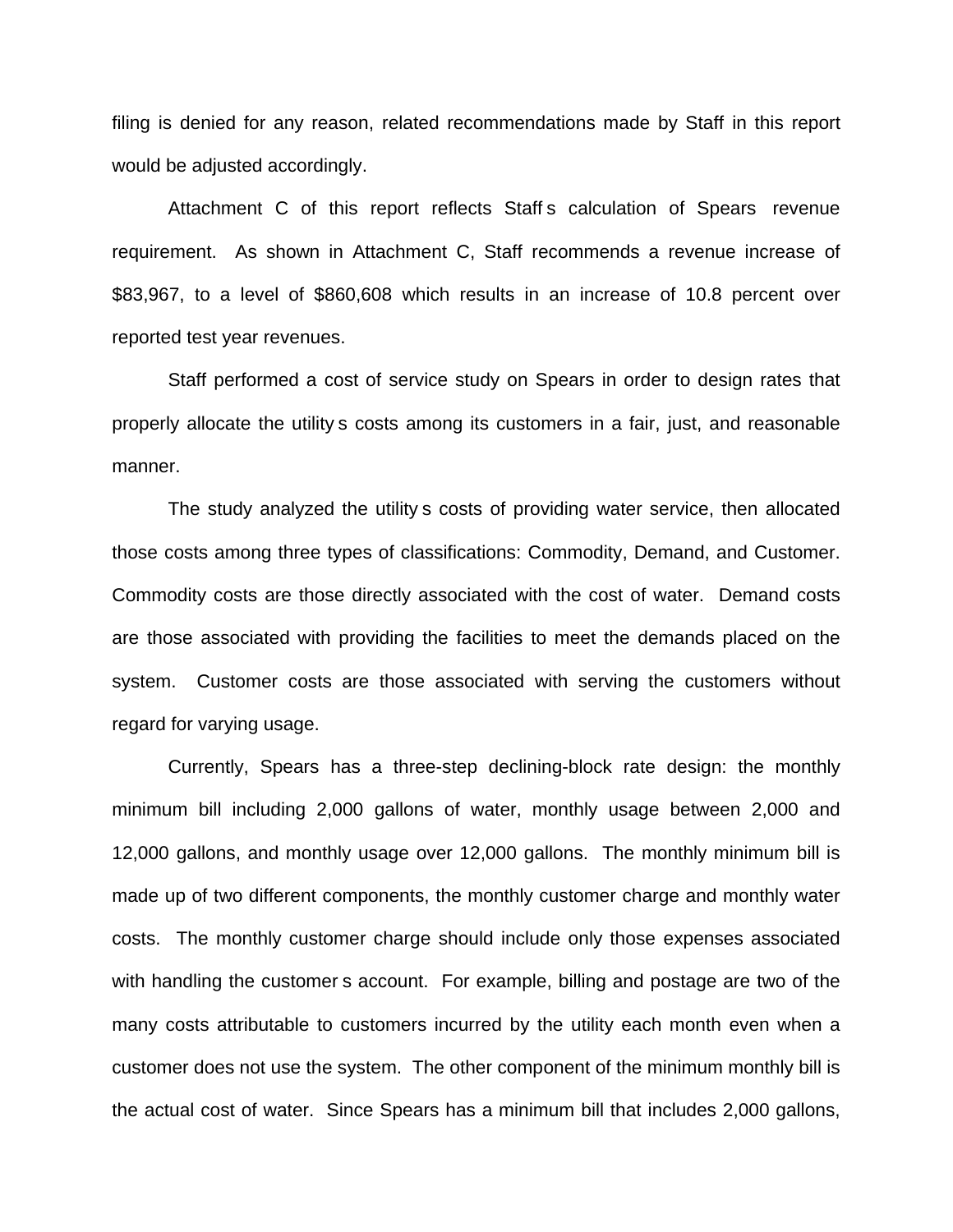filing is denied for any reason, related recommendations made by Staff in this report would be adjusted accordingly.

Attachment C of this report reflects Staff s calculation of Spears  revenue requirement. As shown in Attachment C, Staff recommends a revenue increase of $83,967, to a level of $860,608 which results in an increase of 10.8 percent over reported test year revenues.

Staff performed a cost of service study on Spears in order to design rates that properly allocate the utility s costs among its customers in a fair, just, and reasonable manner.

The study analyzed the utility s costs of providing water service, then allocated those costs among three types of classifications: Commodity, Demand, and Customer. Commodity costs are those directly associated with the cost of water. Demand costs are those associated with providing the facilities to meet the demands placed on the system. Customer costs are those associated with serving the customers without regard for varying usage.

Currently, Spears has a three-step declining-block rate design: the monthly minimum bill including 2,000 gallons of water, monthly usage between 2,000 and 12,000 gallons, and monthly usage over 12,000 gallons. The monthly minimum bill is made up of two different components, the monthly customer charge and monthly water costs. The monthly customer charge should include only those expenses associated with handling the customer s account. For example, billing and postage are two of the many costs attributable to customers incurred by the utility each month even when a customer does not use the system. The other component of the minimum monthly bill is the actual cost of water. Since Spears has a minimum bill that includes 2,000 gallons,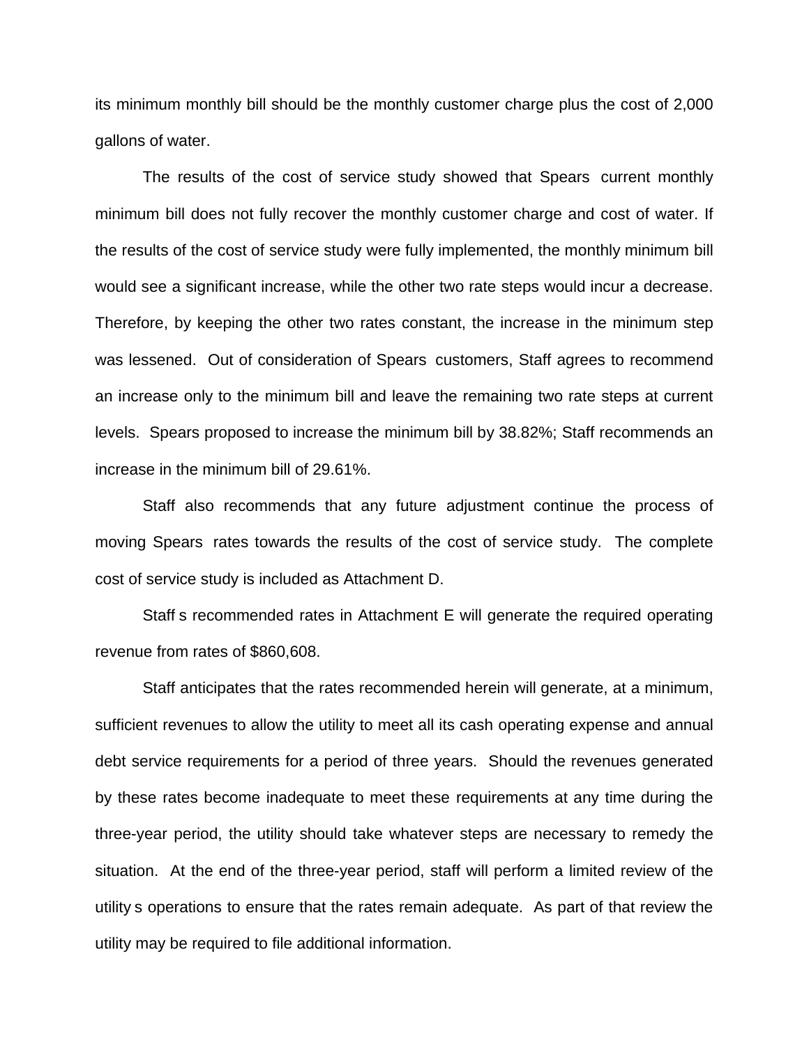its minimum monthly bill should be the monthly customer charge plus the cost of 2,000 gallons of water.

The results of the cost of service study showed that Spears current monthly minimum bill does not fully recover the monthly customer charge and cost of water. If the results of the cost of service study were fully implemented, the monthly minimum bill would see a significant increase, while the other two rate steps would incur a decrease. Therefore, by keeping the other two rates constant, the increase in the minimum step was lessened. Out of consideration of Spears customers, Staff agrees to recommend an increase only to the minimum bill and leave the remaining two rate steps at current levels. Spears proposed to increase the minimum bill by 38.82%; Staff recommends an increase in the minimum bill of 29.61%.

Staff also recommends that any future adjustment continue the process of moving Spears rates towards the results of the cost of service study. The complete cost of service study is included as Attachment D.

Staff s recommended rates in Attachment E will generate the required operating revenue from rates of $860,608.

Staff anticipates that the rates recommended herein will generate, at a minimum, sufficient revenues to allow the utility to meet all its cash operating expense and annual debt service requirements for a period of three years. Should the revenues generated by these rates become inadequate to meet these requirements at any time during the three-year period, the utility should take whatever steps are necessary to remedy the situation. At the end of the three-year period, staff will perform a limited review of the utility s operations to ensure that the rates remain adequate. As part of that review the utility may be required to file additional information.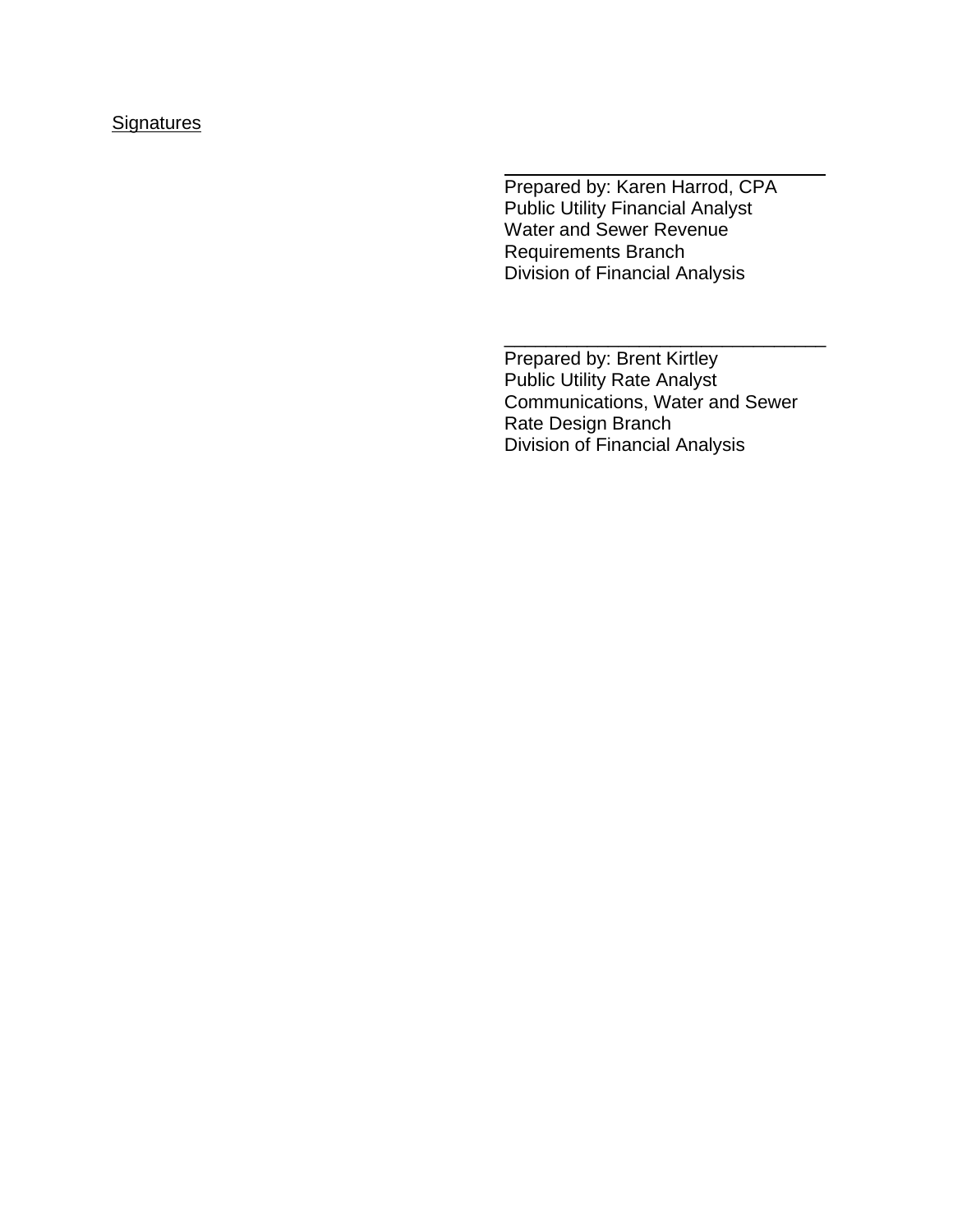<u>Signatures</u>

\_\_\_\_\_\_\_\_\_\_\_\_\_\_\_\_\_\_\_\_\_\_\_\_\_\_\_\_\_\_\_\_

Prepared by: Karen Harrod, CPA
Public Utility Financial Analyst
Water and Sewer Revenue
Requirements Branch
Division of Financial Analysis

\_\_\_\_\_\_\_\_\_\_\_\_\_\_\_\_\_\_\_\_\_\_\_\_\_\_\_\_\_\_\_\_

Prepared by: Brent Kirtley
Public Utility Rate Analyst
Communications, Water and Sewer
Rate Design Branch
Division of Financial Analysis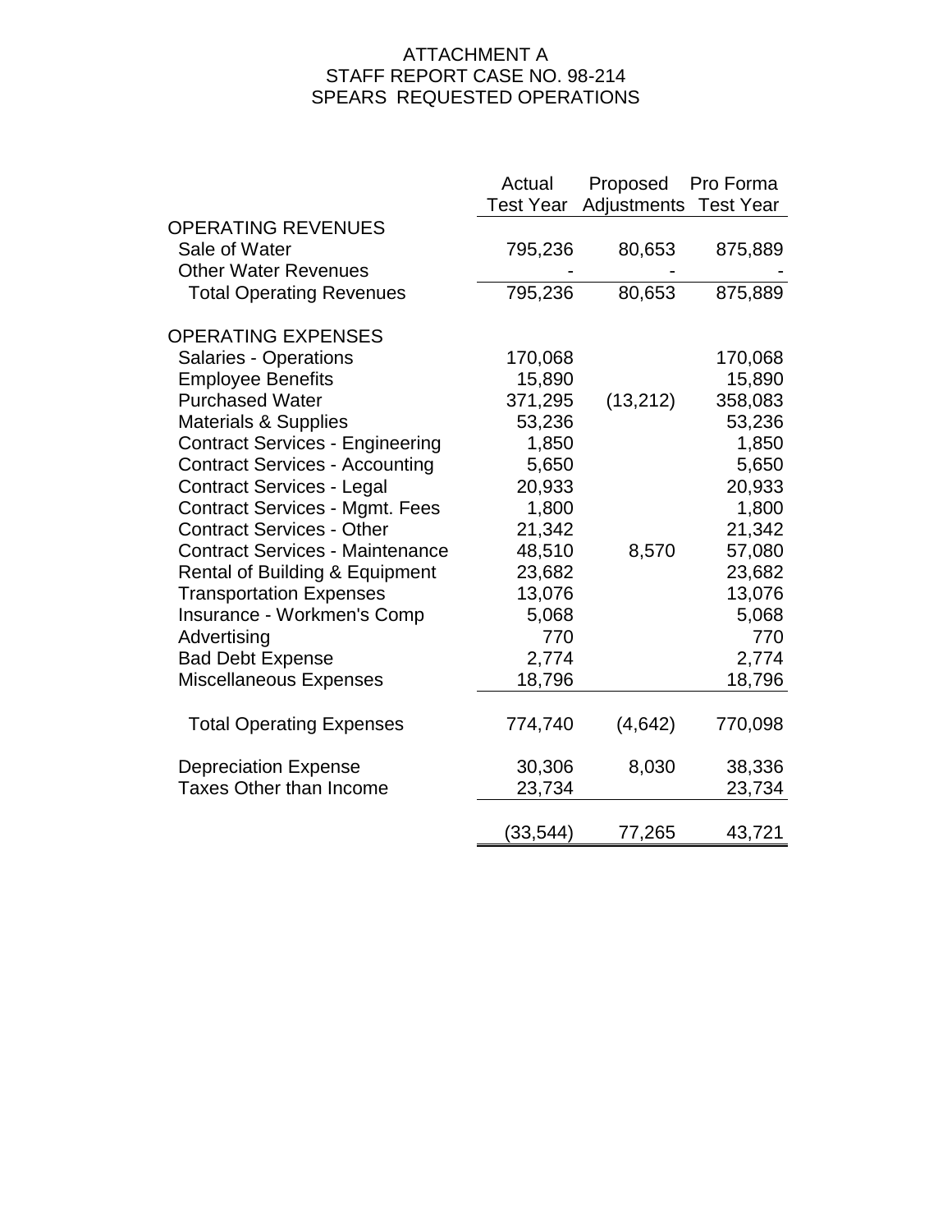ATTACHMENT A
STAFF REPORT CASE NO. 98-214
SPEARS REQUESTED OPERATIONS

| | Actual Test Year | Proposed Adjustments | Pro Forma Test Year |
|---|---|---|---|
| **OPERATING REVENUES** | | | |
| Sale of Water | 795,236 | 80,653 | 875,889 |
| Other Water Revenues | - | - | - |
| Total Operating Revenues | 795,236 | 80,653 | 875,889 |
| | | | |
| **OPERATING EXPENSES** | | | |
| Salaries - Operations | 170,068 | | 170,068 |
| Employee Benefits | 15,890 | | 15,890 |
| Purchased Water | 371,295 | (13,212) | 358,083 |
| Materials & Supplies | 53,236 | | 53,236 |
| Contract Services - Engineering | 1,850 | | 1,850 |
| Contract Services - Accounting | 5,650 | | 5,650 |
| Contract Services - Legal | 20,933 | | 20,933 |
| Contract Services - Mgmt. Fees | 1,800 | | 1,800 |
| Contract Services - Other | 21,342 | | 21,342 |
| Contract Services - Maintenance | 48,510 | 8,570 | 57,080 |
| Rental of Building & Equipment | 23,682 | | 23,682 |
| Transportation Expenses | 13,076 | | 13,076 |
| Insurance - Workmen's Comp | 5,068 | | 5,068 |
| Advertising | 770 | | 770 |
| Bad Debt Expense | 2,774 | | 2,774 |
| Miscellaneous Expenses | 18,796 | | 18,796 |
| | | | |
| Total Operating Expenses | 774,740 | (4,642) | 770,098 |
| | | | |
| Depreciation Expense | 30,306 | 8,030 | 38,336 |
| Taxes Other than Income | 23,734 | | 23,734 |
| | | | |
| | (33,544) | 77,265 | 43,721 |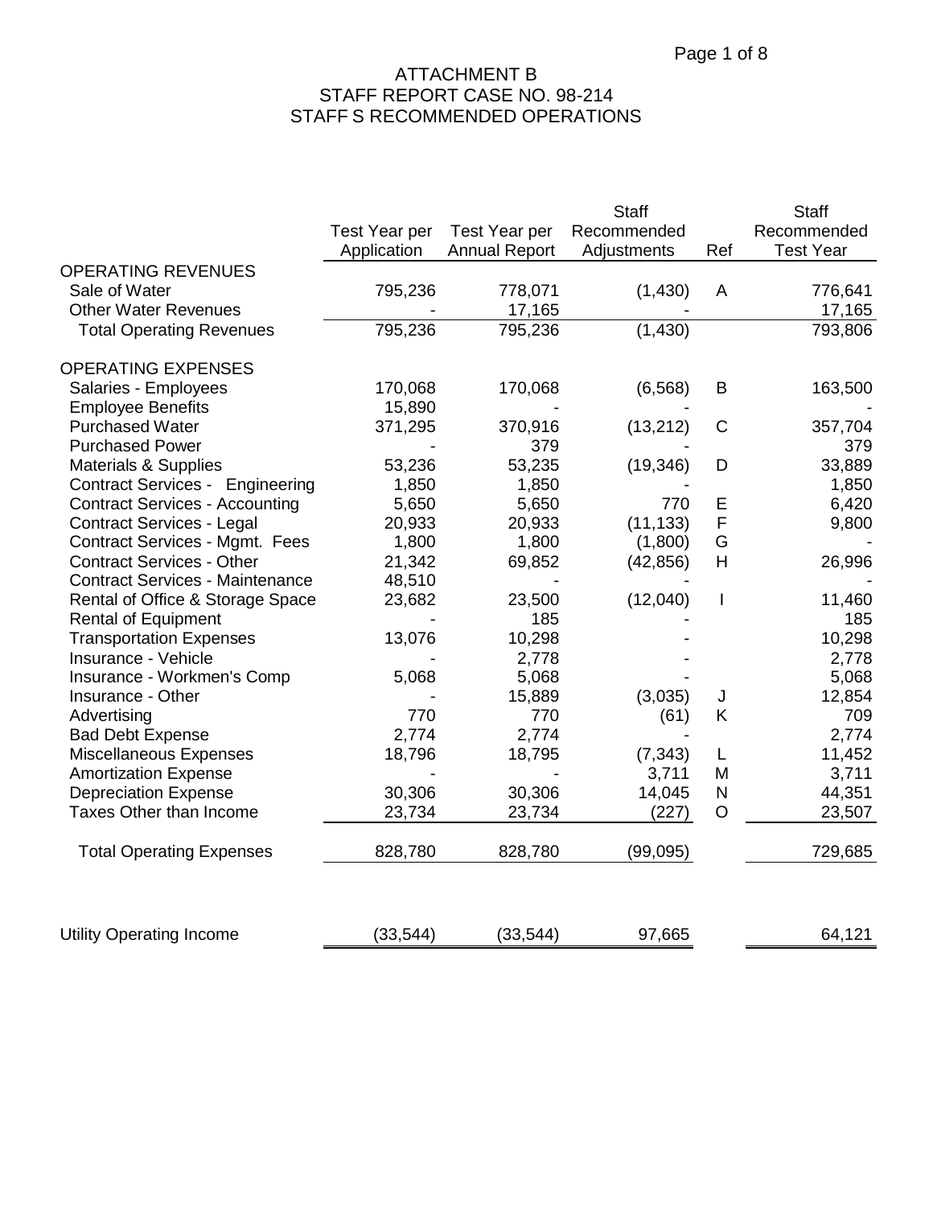ATTACHMENT B
STAFF REPORT CASE NO. 98-214
STAFF S RECOMMENDED OPERATIONS

| | Test Year per Application | Test Year per Annual Report | Staff Recommended Adjustments | Ref | Staff Recommended Test Year |
|---|---|---|---|---|---|
| OPERATING REVENUES | | | | | |
| Sale of Water | 795,236 | 778,071 | (1,430) | A | 776,641 |
| Other Water Revenues | - | 17,165 | - | | 17,165 |
| Total Operating Revenues | 795,236 | 795,236 | (1,430) | | 793,806 |
| OPERATING EXPENSES | | | | | |
| Salaries - Employees | 170,068 | 170,068 | (6,568) | B | 163,500 |
| Employee Benefits | 15,890 | - | | | - |
| Purchased Water | 371,295 | 370,916 | (13,212) | C | 357,704 |
| Purchased Power | - | 379 | - | | 379 |
| Materials & Supplies | 53,236 | 53,235 | (19,346) | D | 33,889 |
| Contract Services - Engineering | 1,850 | 1,850 | - | | 1,850 |
| Contract Services - Accounting | 5,650 | 5,650 | 770 | E | 6,420 |
| Contract Services - Legal | 20,933 | 20,933 | (11,133) | F | 9,800 |
| Contract Services - Mgmt. Fees | 1,800 | 1,800 | (1,800) | G | - |
| Contract Services - Other | 21,342 | 69,852 | (42,856) | H | 26,996 |
| Contract Services - Maintenance | 48,510 | - | - | | - |
| Rental of Office & Storage Space | 23,682 | 23,500 | (12,040) | I | 11,460 |
| Rental of Equipment | - | 185 | - | | 185 |
| Transportation Expenses | 13,076 | 10,298 | - | | 10,298 |
| Insurance - Vehicle | - | 2,778 | - | | 2,778 |
| Insurance - Workmen's Comp | 5,068 | 5,068 | - | | 5,068 |
| Insurance - Other | - | 15,889 | (3,035) | J | 12,854 |
| Advertising | 770 | 770 | (61) | K | 709 |
| Bad Debt Expense | 2,774 | 2,774 | - | | 2,774 |
| Miscellaneous Expenses | 18,796 | 18,795 | (7,343) | L | 11,452 |
| Amortization Expense | - | - | 3,711 | M | 3,711 |
| Depreciation Expense | 30,306 | 30,306 | 14,045 | N | 44,351 |
| Taxes Other than Income | 23,734 | 23,734 | (227) | O | 23,507 |
| Total Operating Expenses | 828,780 | 828,780 | (99,095) | | 729,685 |
| Utility Operating Income | (33,544) | (33,544) | 97,665 | | 64,121 |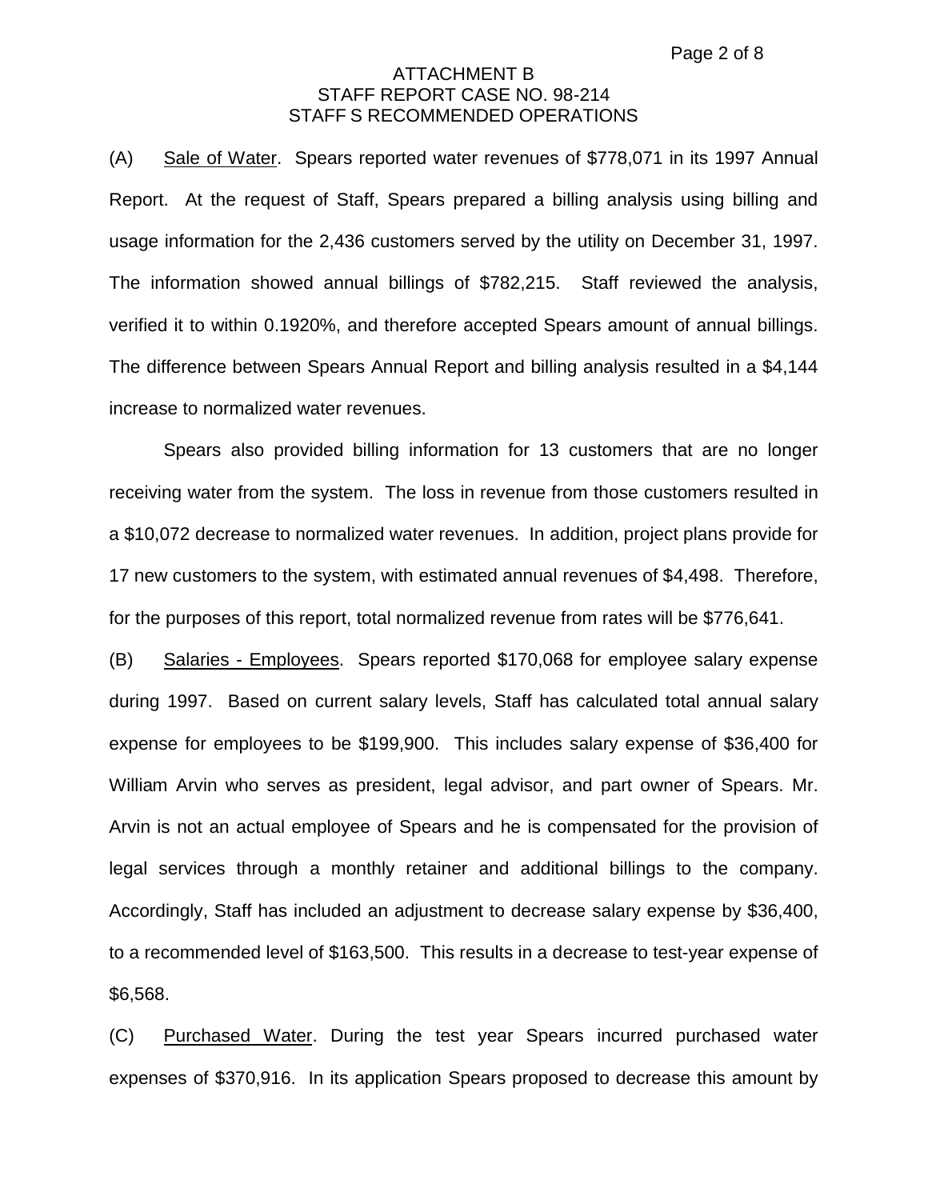ATTACHMENT B
STAFF REPORT CASE NO. 98-214
STAFF S RECOMMENDED OPERATIONS

(A) Sale of Water. Spears reported water revenues of $778,071 in its 1997 Annual Report. At the request of Staff, Spears prepared a billing analysis using billing and usage information for the 2,436 customers served by the utility on December 31, 1997. The information showed annual billings of $782,215. Staff reviewed the analysis, verified it to within 0.1920%, and therefore accepted Spears amount of annual billings. The difference between Spears Annual Report and billing analysis resulted in a $4,144 increase to normalized water revenues.

Spears also provided billing information for 13 customers that are no longer receiving water from the system. The loss in revenue from those customers resulted in a $10,072 decrease to normalized water revenues. In addition, project plans provide for 17 new customers to the system, with estimated annual revenues of $4,498. Therefore, for the purposes of this report, total normalized revenue from rates will be $776,641.

(B) Salaries - Employees. Spears reported $170,068 for employee salary expense during 1997. Based on current salary levels, Staff has calculated total annual salary expense for employees to be $199,900. This includes salary expense of $36,400 for William Arvin who serves as president, legal advisor, and part owner of Spears. Mr. Arvin is not an actual employee of Spears and he is compensated for the provision of legal services through a monthly retainer and additional billings to the company. Accordingly, Staff has included an adjustment to decrease salary expense by $36,400, to a recommended level of $163,500. This results in a decrease to test-year expense of $6,568.

(C) Purchased Water. During the test year Spears incurred purchased water expenses of $370,916. In its application Spears proposed to decrease this amount by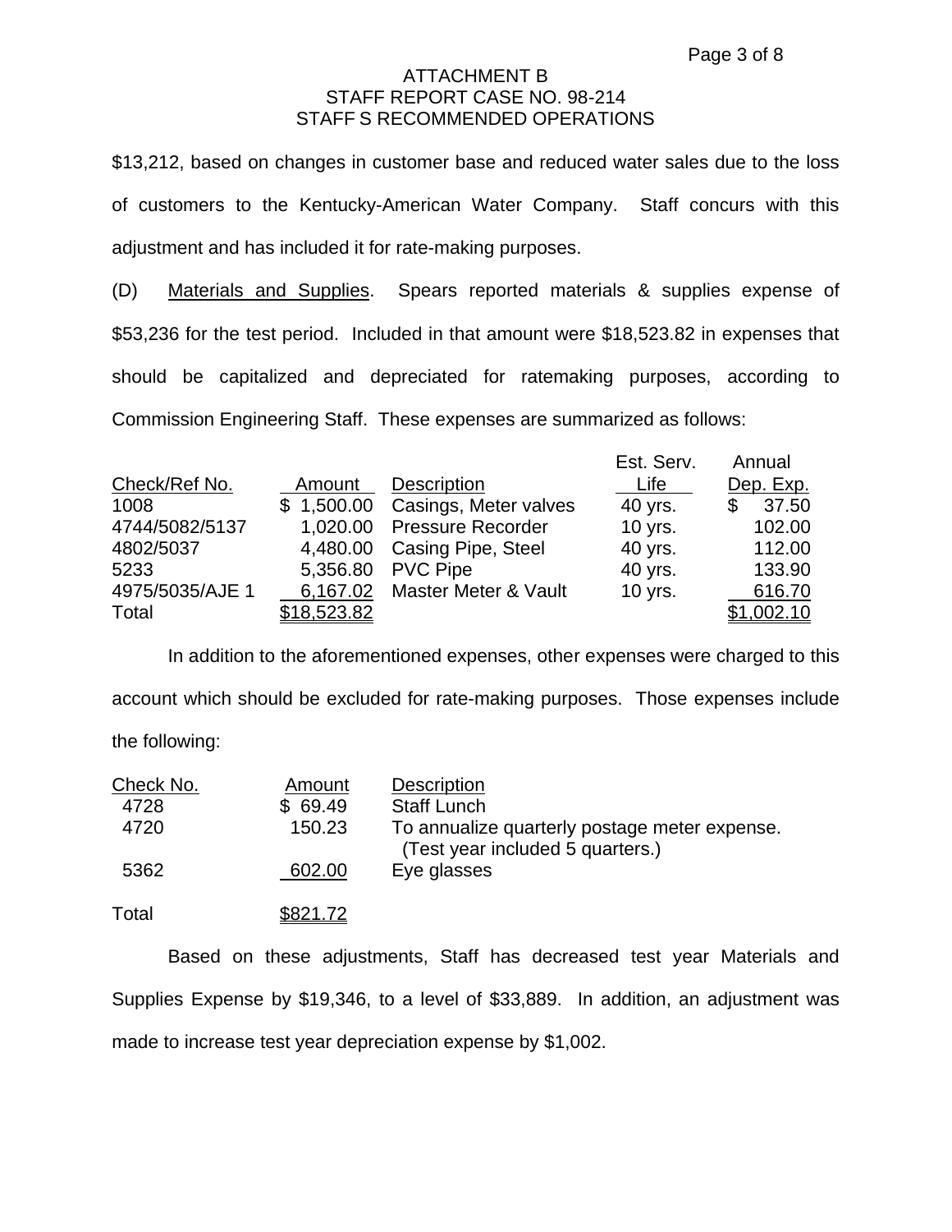ATTACHMENT B
STAFF REPORT CASE NO. 98-214
STAFF S RECOMMENDED OPERATIONS

$13,212, based on changes in customer base and reduced water sales due to the loss of customers to the Kentucky-American Water Company. Staff concurs with this adjustment and has included it for rate-making purposes.

(D) Materials and Supplies. Spears reported materials & supplies expense of $53,236 for the test period. Included in that amount were $18,523.82 in expenses that should be capitalized and depreciated for ratemaking purposes, according to Commission Engineering Staff. These expenses are summarized as follows:

| Check/Ref No. | Amount | Description | Est. Serv. Life | Annual Dep. Exp. |
|---|---|---|---|---|
| 1008 | $ 1,500.00 | Casings, Meter valves | 40 yrs. | $ 37.50 |
| 4744/5082/5137 | 1,020.00 | Pressure Recorder | 10 yrs. | 102.00 |
| 4802/5037 | 4,480.00 | Casing Pipe, Steel | 40 yrs. | 112.00 |
| 5233 | 5,356.80 | PVC Pipe | 40 yrs. | 133.90 |
| 4975/5035/AJE 1 | 6,167.02 | Master Meter & Vault | 10 yrs. | 616.70 |
| Total | $18,523.82 | | | $1,002.10 |

In addition to the aforementioned expenses, other expenses were charged to this account which should be excluded for rate-making purposes. Those expenses include the following:

| Check No. | Amount | Description |
|---|---|---|
| 4728 | $ 69.49 | Staff Lunch |
| 4720 | 150.23 | To annualize quarterly postage meter expense. (Test year included 5 quarters.) |
| 5362 | 602.00 | Eye glasses |
| Total | $821.72 | |

Based on these adjustments, Staff has decreased test year Materials and Supplies Expense by $19,346, to a level of $33,889. In addition, an adjustment was made to increase test year depreciation expense by $1,002.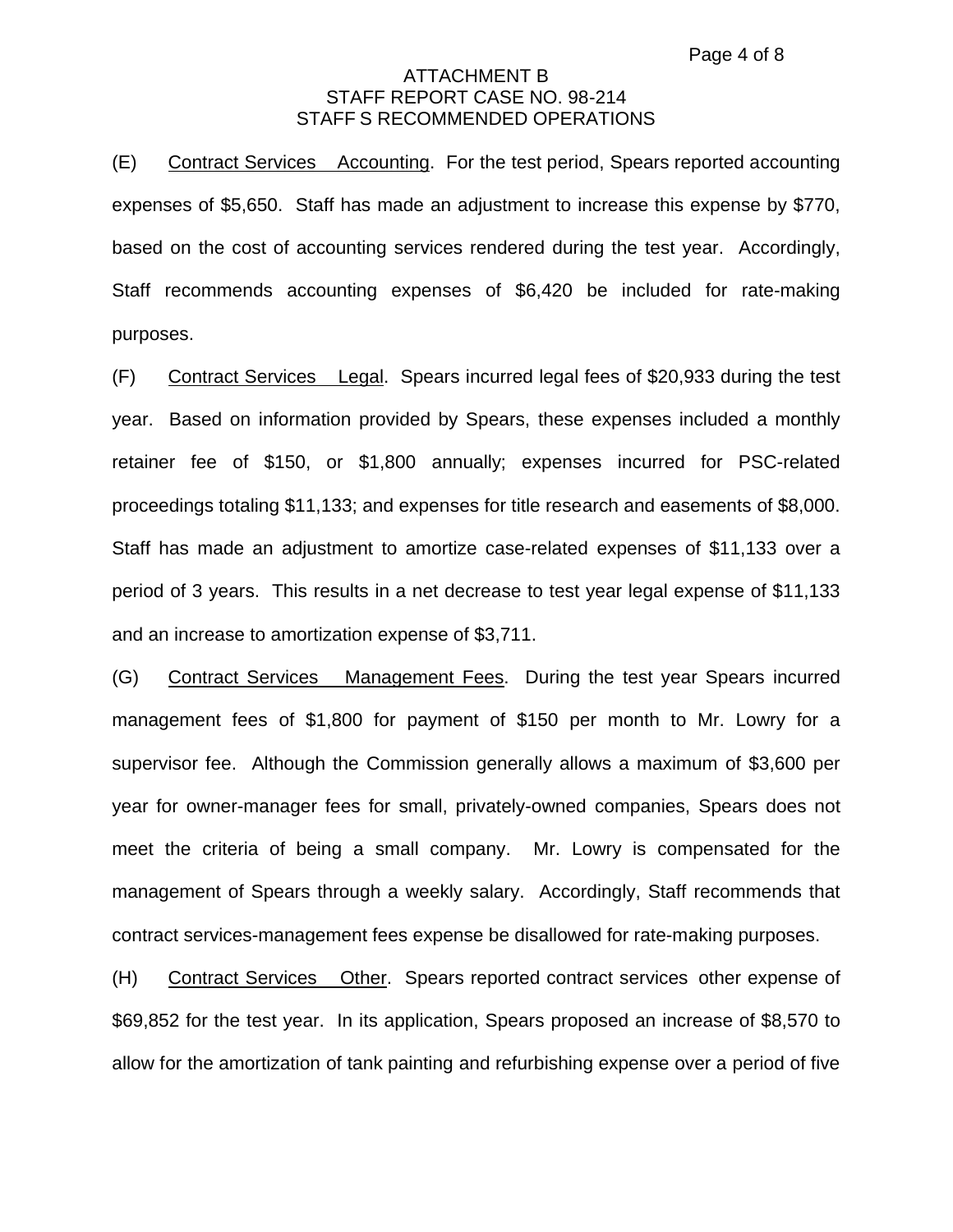ATTACHMENT B
STAFF REPORT CASE NO. 98-214
STAFF S RECOMMENDED OPERATIONS

(E) Contract Services Accounting. For the test period, Spears reported accounting expenses of $5,650. Staff has made an adjustment to increase this expense by $770, based on the cost of accounting services rendered during the test year. Accordingly, Staff recommends accounting expenses of $6,420 be included for rate-making purposes.

(F) Contract Services Legal. Spears incurred legal fees of $20,933 during the test year. Based on information provided by Spears, these expenses included a monthly retainer fee of $150, or $1,800 annually; expenses incurred for PSC-related proceedings totaling $11,133; and expenses for title research and easements of $8,000. Staff has made an adjustment to amortize case-related expenses of $11,133 over a period of 3 years. This results in a net decrease to test year legal expense of $11,133 and an increase to amortization expense of $3,711.

(G) Contract Services Management Fees. During the test year Spears incurred management fees of $1,800 for payment of $150 per month to Mr. Lowry for a supervisor fee. Although the Commission generally allows a maximum of $3,600 per year for owner-manager fees for small, privately-owned companies, Spears does not meet the criteria of being a small company. Mr. Lowry is compensated for the management of Spears through a weekly salary. Accordingly, Staff recommends that contract services-management fees expense be disallowed for rate-making purposes.

(H) Contract Services Other. Spears reported contract services other expense of $69,852 for the test year. In its application, Spears proposed an increase of $8,570 to allow for the amortization of tank painting and refurbishing expense over a period of five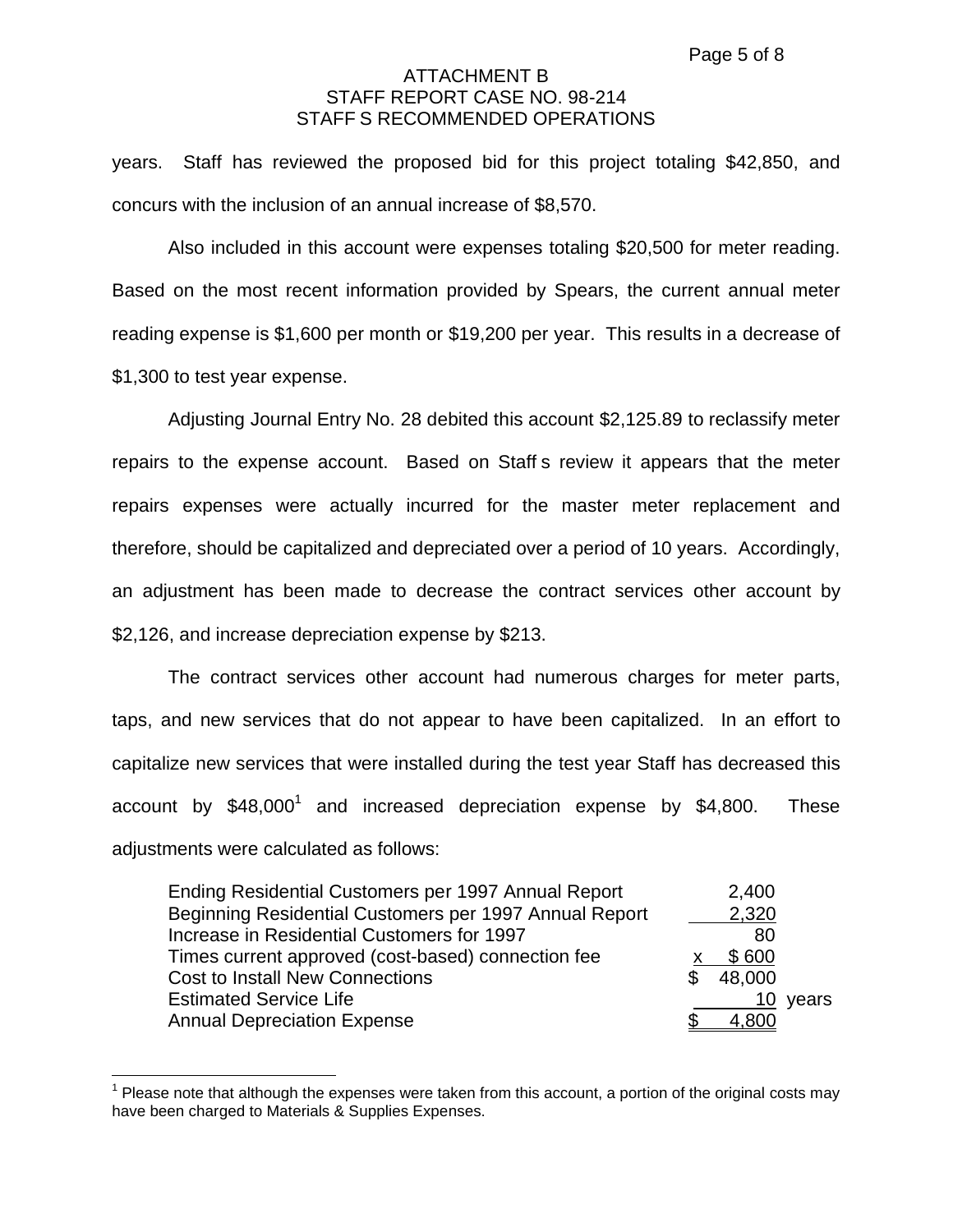years. Staff has reviewed the proposed bid for this project totaling $42,850, and concurs with the inclusion of an annual increase of $8,570.

Also included in this account were expenses totaling $20,500 for meter reading. Based on the most recent information provided by Spears, the current annual meter reading expense is $1,600 per month or $19,200 per year. This results in a decrease of $1,300 to test year expense.

Adjusting Journal Entry No. 28 debited this account $2,125.89 to reclassify meter repairs to the expense account. Based on Staff s review it appears that the meter repairs expenses were actually incurred for the master meter replacement and therefore, should be capitalized and depreciated over a period of 10 years. Accordingly, an adjustment has been made to decrease the contract services other account by $2,126, and increase depreciation expense by $213.

The contract services other account had numerous charges for meter parts, taps, and new services that do not appear to have been capitalized. In an effort to capitalize new services that were installed during the test year Staff has decreased this account by $48,000[1] and increased depreciation expense by $4,800. These adjustments were calculated as follows:

| | | |
|---|---|---|
| Ending Residential Customers per 1997 Annual Report | 2,400 | |
| Beginning Residential Customers per 1997 Annual Report | 2,320 | |
| Increase in Residential Customers for 1997 | 80 | |
| Times current approved (cost-based) connection fee | x $ 600 | |
| Cost to Install New Connections | $ 48,000 | |
| Estimated Service Life | 10 | years |
| Annual Depreciation Expense | $ 4,800 | |

[1] Please note that although the expenses were taken from this account, a portion of the original costs may have been charged to Materials & Supplies Expenses.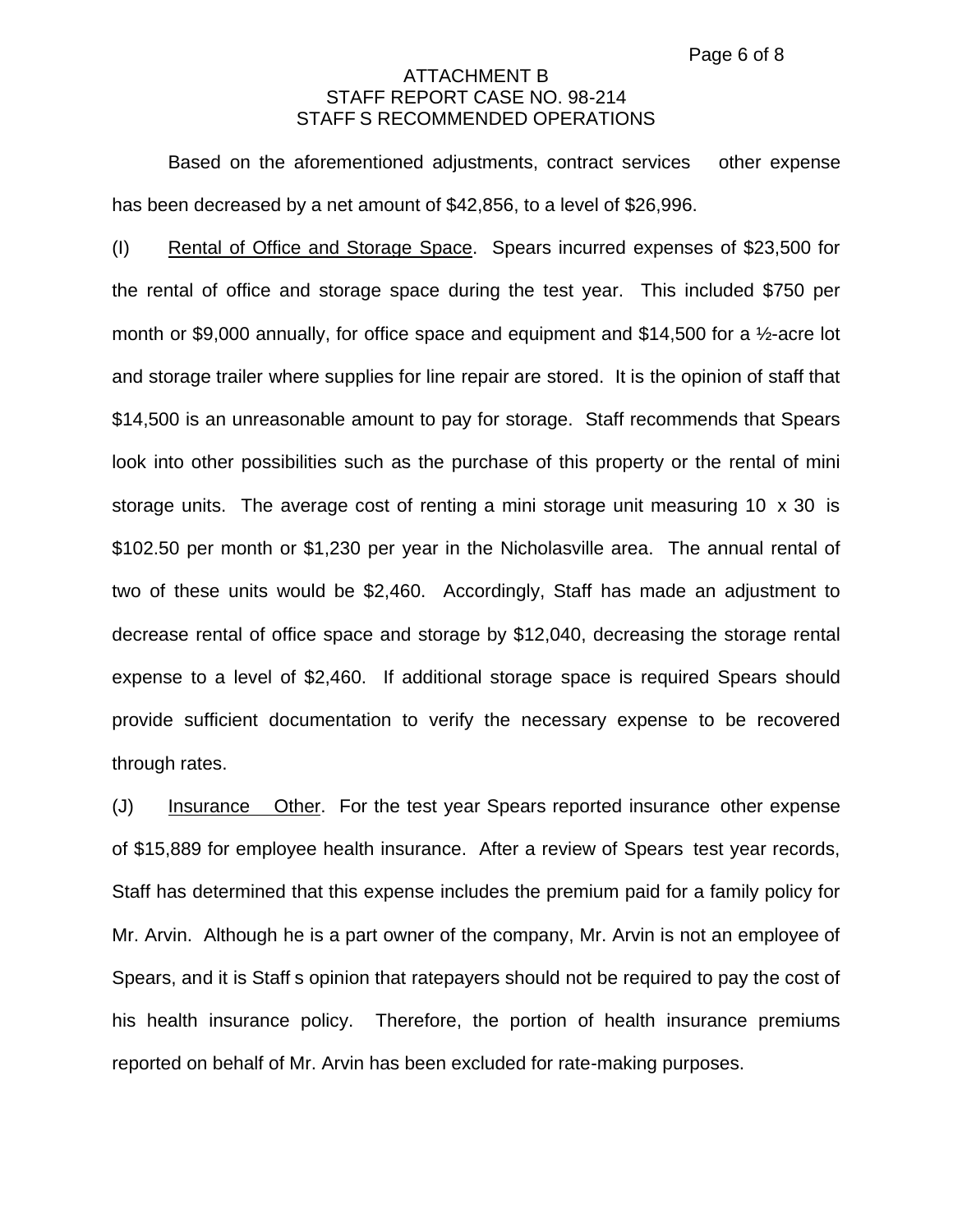ATTACHMENT B
STAFF REPORT CASE NO. 98-214
STAFF S RECOMMENDED OPERATIONS

Based on the aforementioned adjustments, contract services other expense has been decreased by a net amount of $42,856, to a level of $26,996.

(I) Rental of Office and Storage Space. Spears incurred expenses of $23,500 for the rental of office and storage space during the test year. This included $750 per month or $9,000 annually, for office space and equipment and $14,500 for a ½-acre lot and storage trailer where supplies for line repair are stored. It is the opinion of staff that $14,500 is an unreasonable amount to pay for storage. Staff recommends that Spears look into other possibilities such as the purchase of this property or the rental of mini storage units. The average cost of renting a mini storage unit measuring 10 x 30 is $102.50 per month or $1,230 per year in the Nicholasville area. The annual rental of two of these units would be $2,460. Accordingly, Staff has made an adjustment to decrease rental of office space and storage by $12,040, decreasing the storage rental expense to a level of $2,460. If additional storage space is required Spears should provide sufficient documentation to verify the necessary expense to be recovered through rates.

(J) Insurance Other. For the test year Spears reported insurance other expense of $15,889 for employee health insurance. After a review of Spears test year records, Staff has determined that this expense includes the premium paid for a family policy for Mr. Arvin. Although he is a part owner of the company, Mr. Arvin is not an employee of Spears, and it is Staff s opinion that ratepayers should not be required to pay the cost of his health insurance policy. Therefore, the portion of health insurance premiums reported on behalf of Mr. Arvin has been excluded for rate-making purposes.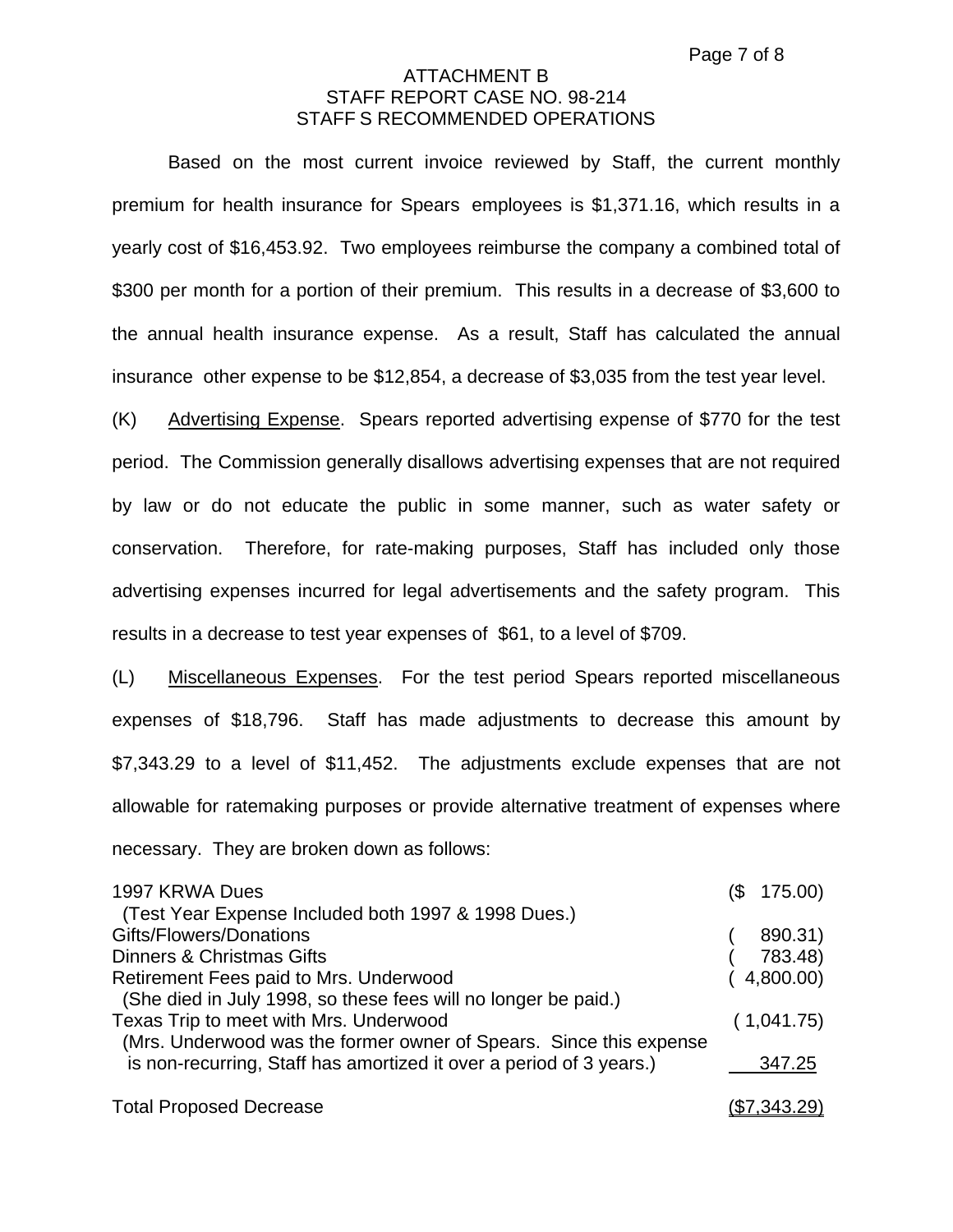ATTACHMENT B
STAFF REPORT CASE NO. 98-214
STAFF S RECOMMENDED OPERATIONS

Based on the most current invoice reviewed by Staff, the current monthly premium for health insurance for Spears employees is $1,371.16, which results in a yearly cost of $16,453.92. Two employees reimburse the company a combined total of $300 per month for a portion of their premium. This results in a decrease of $3,600 to the annual health insurance expense. As a result, Staff has calculated the annual insurance other expense to be $12,854, a decrease of $3,035 from the test year level.

(K) Advertising Expense. Spears reported advertising expense of $770 for the test period. The Commission generally disallows advertising expenses that are not required by law or do not educate the public in some manner, such as water safety or conservation. Therefore, for rate-making purposes, Staff has included only those advertising expenses incurred for legal advertisements and the safety program. This results in a decrease to test year expenses of $61, to a level of $709.

(L) Miscellaneous Expenses. For the test period Spears reported miscellaneous expenses of $18,796. Staff has made adjustments to decrease this amount by $7,343.29 to a level of $11,452. The adjustments exclude expenses that are not allowable for ratemaking purposes or provide alternative treatment of expenses where necessary. They are broken down as follows:

| Item | Amount |
|---|---|
| 1997 KRWA Dues (Test Year Expense Included both 1997 & 1998 Dues.) | ($ 175.00) |
| Gifts/Flowers/Donations | ( 890.31) |
| Dinners & Christmas Gifts | ( 783.48) |
| Retirement Fees paid to Mrs. Underwood (She died in July 1998, so these fees will no longer be paid.) | ( 4,800.00) |
| Texas Trip to meet with Mrs. Underwood | ( 1,041.75) |
| (Mrs. Underwood was the former owner of Spears. Since this expense is non-recurring, Staff has amortized it over a period of 3 years.) | 347.25 |
| Total Proposed Decrease | ($7,343.29) |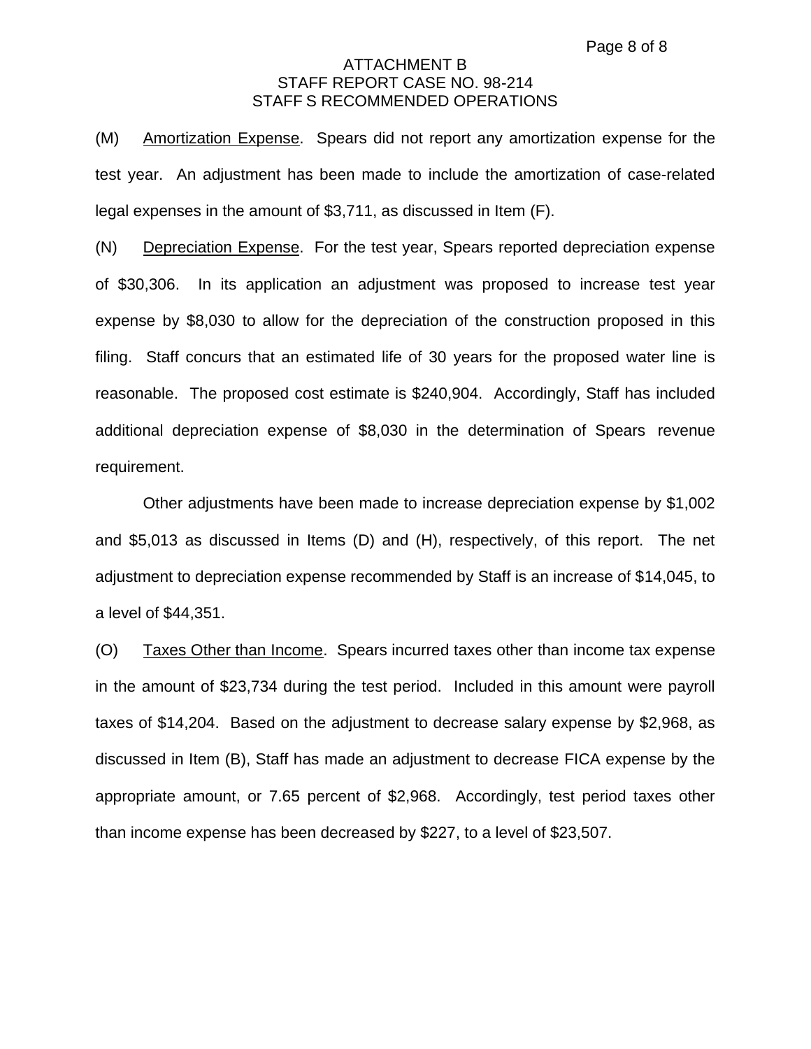ATTACHMENT B
STAFF REPORT CASE NO. 98-214
STAFF S RECOMMENDED OPERATIONS

(M) Amortization Expense. Spears did not report any amortization expense for the test year. An adjustment has been made to include the amortization of case-related legal expenses in the amount of $3,711, as discussed in Item (F).

(N) Depreciation Expense. For the test year, Spears reported depreciation expense of $30,306. In its application an adjustment was proposed to increase test year expense by $8,030 to allow for the depreciation of the construction proposed in this filing. Staff concurs that an estimated life of 30 years for the proposed water line is reasonable. The proposed cost estimate is $240,904. Accordingly, Staff has included additional depreciation expense of $8,030 in the determination of Spears revenue requirement.

Other adjustments have been made to increase depreciation expense by $1,002 and $5,013 as discussed in Items (D) and (H), respectively, of this report. The net adjustment to depreciation expense recommended by Staff is an increase of $14,045, to a level of $44,351.

(O) Taxes Other than Income. Spears incurred taxes other than income tax expense in the amount of $23,734 during the test period. Included in this amount were payroll taxes of $14,204. Based on the adjustment to decrease salary expense by $2,968, as discussed in Item (B), Staff has made an adjustment to decrease FICA expense by the appropriate amount, or 7.65 percent of $2,968. Accordingly, test period taxes other than income expense has been decreased by $227, to a level of $23,507.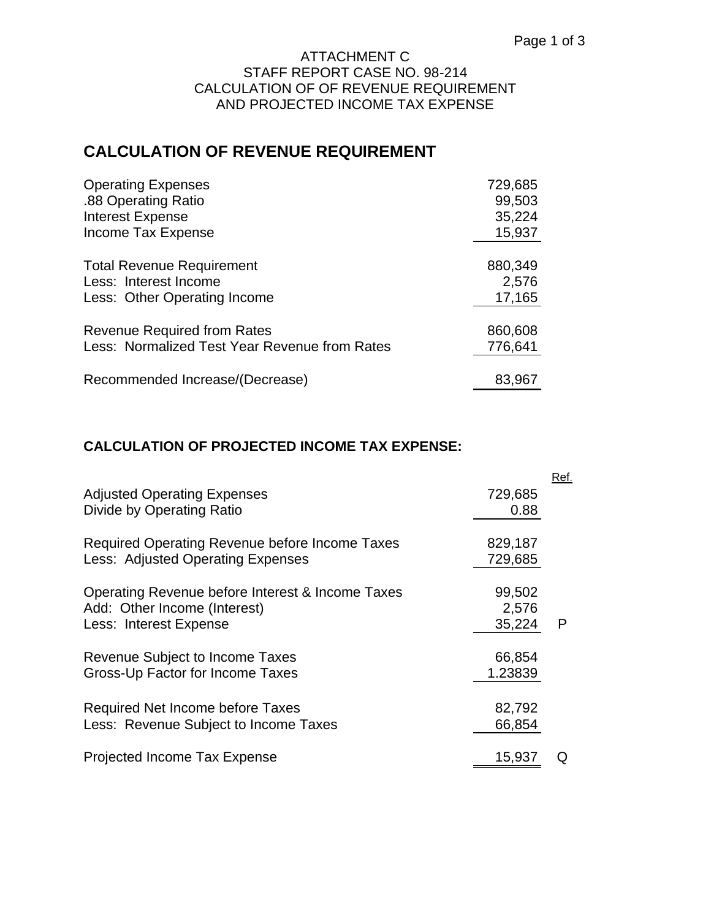ATTACHMENT C
STAFF REPORT CASE NO. 98-214
CALCULATION OF OF REVENUE REQUIREMENT
AND PROJECTED INCOME TAX EXPENSE

## CALCULATION OF REVENUE REQUIREMENT

| | |
|---|---:|
| Operating Expenses | 729,685 |
| .88 Operating Ratio | 99,503 |
| Interest Expense | 35,224 |
| Income Tax Expense | 15,937 |
| Total Revenue Requirement | 880,349 |
| Less: Interest Income | 2,576 |
| Less: Other Operating Income | 17,165 |
| Revenue Required from Rates | 860,608 |
| Less: Normalized Test Year Revenue from Rates | 776,641 |
| Recommended Increase/(Decrease) | 83,967 |

### CALCULATION OF PROJECTED INCOME TAX EXPENSE:

| | | Ref. |
|---|---:|---|
| Adjusted Operating Expenses | 729,685 | |
| Divide by Operating Ratio | 0.88 | |
| Required Operating Revenue before Income Taxes | 829,187 | |
| Less: Adjusted Operating Expenses | 729,685 | |
| Operating Revenue before Interest & Income Taxes | 99,502 | |
| Add: Other Income (Interest) | 2,576 | |
| Less: Interest Expense | 35,224 | P |
| Revenue Subject to Income Taxes | 66,854 | |
| Gross-Up Factor for Income Taxes | 1.23839 | |
| Required Net Income before Taxes | 82,792 | |
| Less: Revenue Subject to Income Taxes | 66,854 | |
| Projected Income Tax Expense | 15,937 | Q |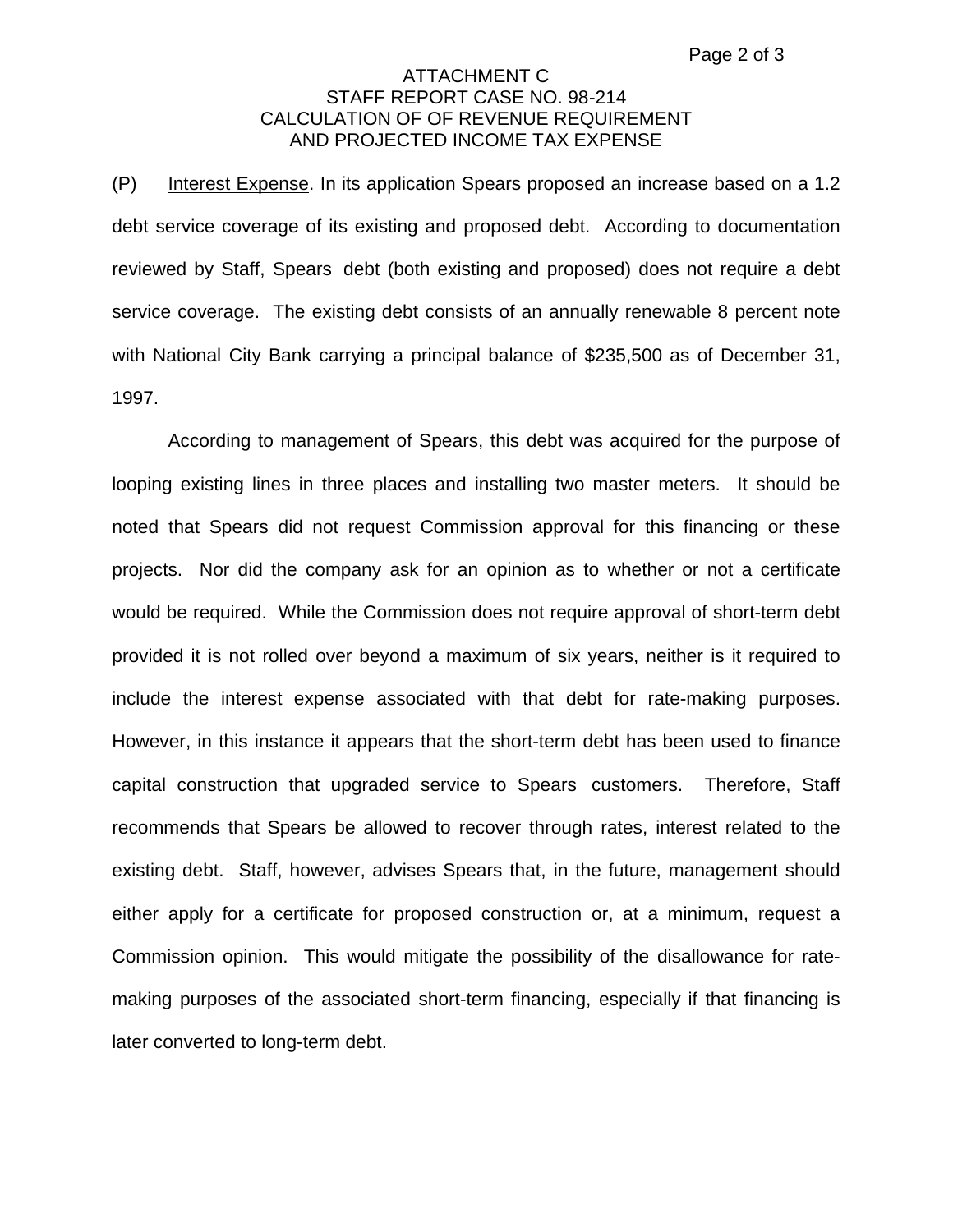ATTACHMENT C
STAFF REPORT CASE NO. 98-214
CALCULATION OF OF REVENUE REQUIREMENT
AND PROJECTED INCOME TAX EXPENSE

(P) Interest Expense. In its application Spears proposed an increase based on a 1.2 debt service coverage of its existing and proposed debt. According to documentation reviewed by Staff, Spears debt (both existing and proposed) does not require a debt service coverage. The existing debt consists of an annually renewable 8 percent note with National City Bank carrying a principal balance of $235,500 as of December 31, 1997.

According to management of Spears, this debt was acquired for the purpose of looping existing lines in three places and installing two master meters. It should be noted that Spears did not request Commission approval for this financing or these projects. Nor did the company ask for an opinion as to whether or not a certificate would be required. While the Commission does not require approval of short-term debt provided it is not rolled over beyond a maximum of six years, neither is it required to include the interest expense associated with that debt for rate-making purposes. However, in this instance it appears that the short-term debt has been used to finance capital construction that upgraded service to Spears customers. Therefore, Staff recommends that Spears be allowed to recover through rates, interest related to the existing debt. Staff, however, advises Spears that, in the future, management should either apply for a certificate for proposed construction or, at a minimum, request a Commission opinion. This would mitigate the possibility of the disallowance for rate-making purposes of the associated short-term financing, especially if that financing is later converted to long-term debt.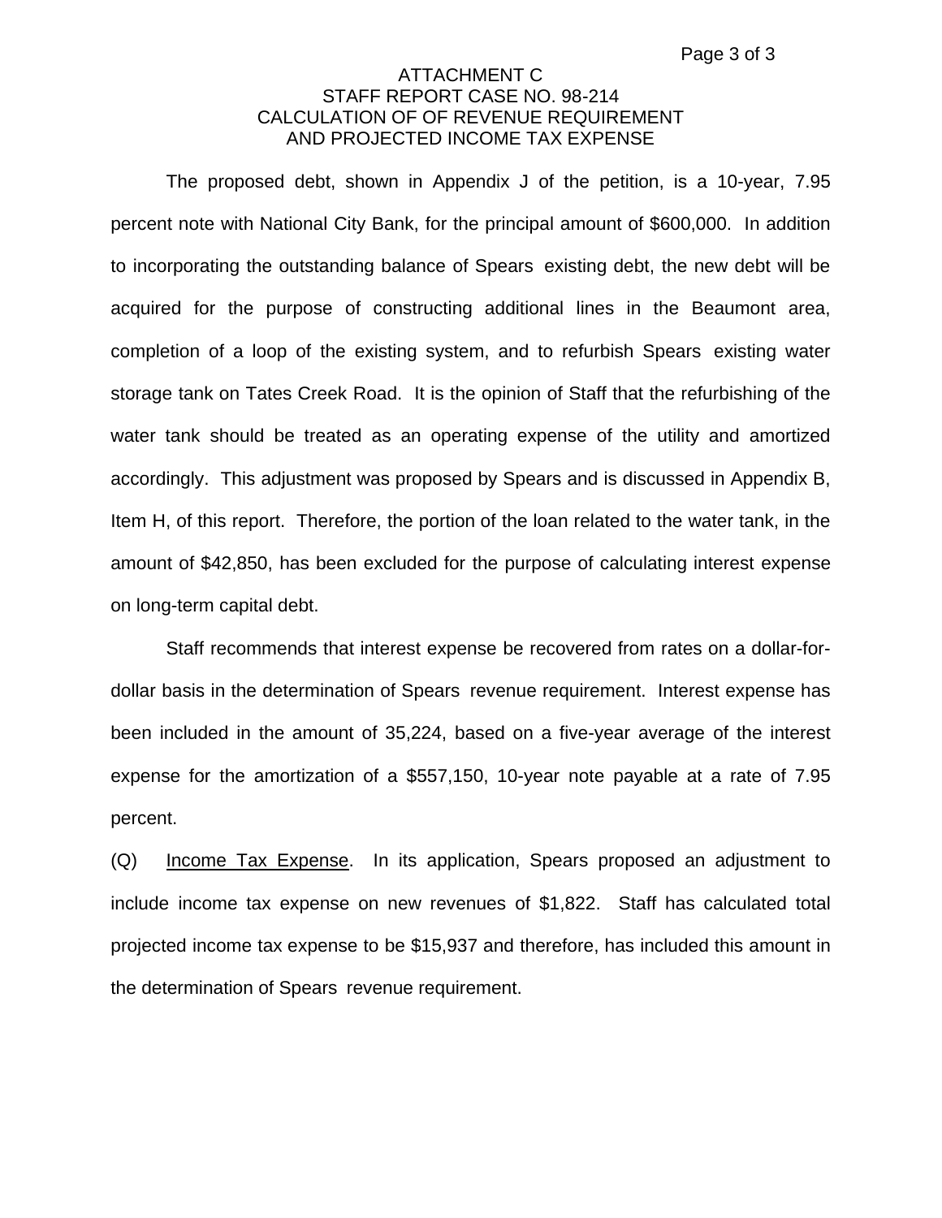# ATTACHMENT C
## STAFF REPORT CASE NO. 98-214
## CALCULATION OF OF REVENUE REQUIREMENT AND PROJECTED INCOME TAX EXPENSE

The proposed debt, shown in Appendix J of the petition, is a 10-year, 7.95 percent note with National City Bank, for the principal amount of $600,000. In addition to incorporating the outstanding balance of Spears existing debt, the new debt will be acquired for the purpose of constructing additional lines in the Beaumont area, completion of a loop of the existing system, and to refurbish Spears existing water storage tank on Tates Creek Road. It is the opinion of Staff that the refurbishing of the water tank should be treated as an operating expense of the utility and amortized accordingly. This adjustment was proposed by Spears and is discussed in Appendix B, Item H, of this report. Therefore, the portion of the loan related to the water tank, in the amount of $42,850, has been excluded for the purpose of calculating interest expense on long-term capital debt.

Staff recommends that interest expense be recovered from rates on a dollar-for-dollar basis in the determination of Spears revenue requirement. Interest expense has been included in the amount of 35,224, based on a five-year average of the interest expense for the amortization of a $557,150, 10-year note payable at a rate of 7.95 percent.

(Q) Income Tax Expense. In its application, Spears proposed an adjustment to include income tax expense on new revenues of $1,822. Staff has calculated total projected income tax expense to be $15,937 and therefore, has included this amount in the determination of Spears revenue requirement.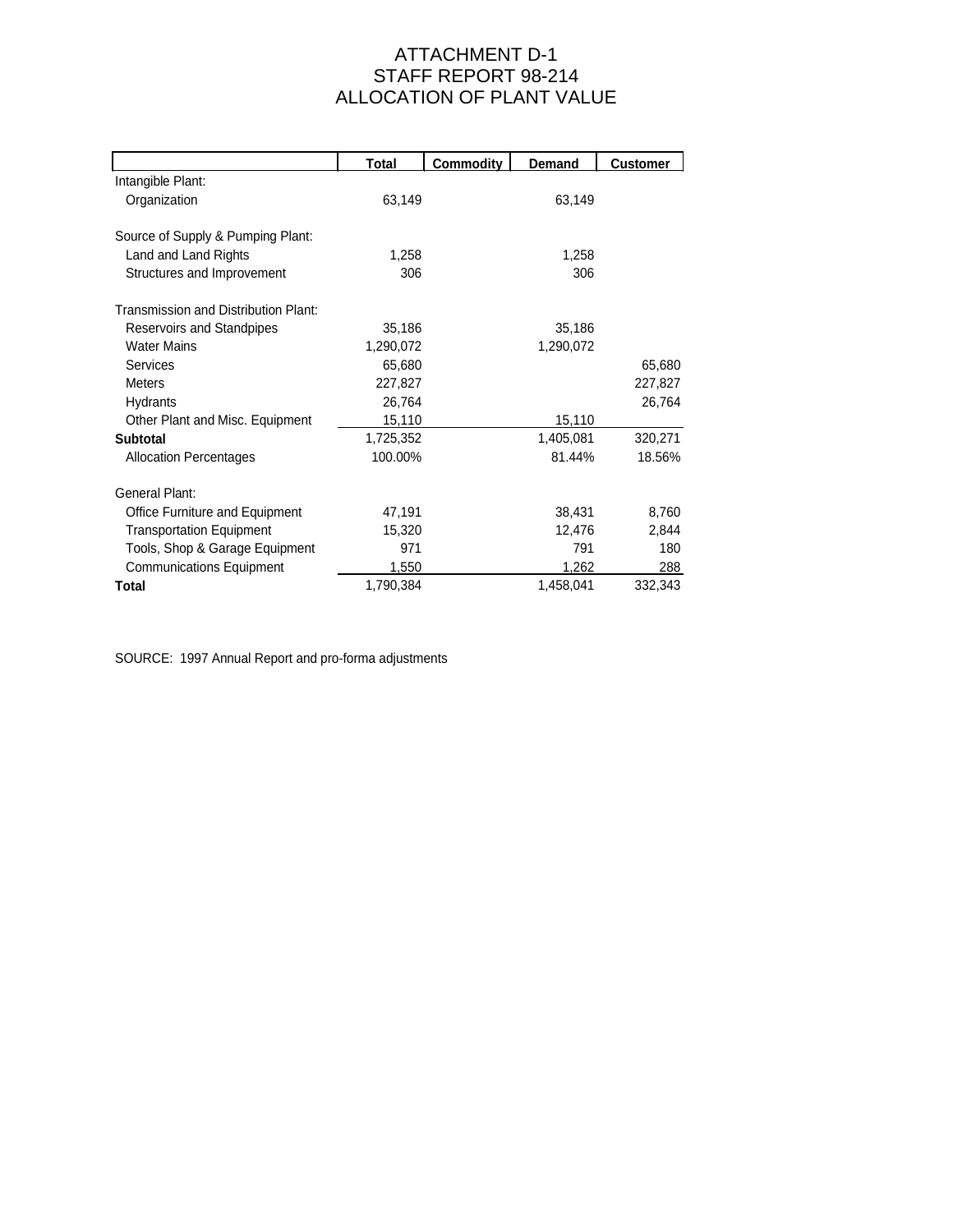# ATTACHMENT D-1
# STAFF REPORT 98-214
# ALLOCATION OF PLANT VALUE

| | Total | Commodity | Demand | Customer |
|---|---|---|---|---|
| Intangible Plant: | | | | |
| Organization | 63,149 | | 63,149 | |
| | | | | |
| Source of Supply & Pumping Plant: | | | | |
| Land and Land Rights | 1,258 | | 1,258 | |
| Structures and Improvement | 306 | | 306 | |
| | | | | |
| Transmission and Distribution Plant: | | | | |
| Reservoirs and Standpipes | 35,186 | | 35,186 | |
| Water Mains | 1,290,072 | | 1,290,072 | |
| Services | 65,680 | | | 65,680 |
| Meters | 227,827 | | | 227,827 |
| Hydrants | 26,764 | | | 26,764 |
| Other Plant and Misc. Equipment | 15,110 | | 15,110 | |
| **Subtotal** | 1,725,352 | | 1,405,081 | 320,271 |
| Allocation Percentages | 100.00% | | 81.44% | 18.56% |
| | | | | |
| General Plant: | | | | |
| Office Furniture and Equipment | 47,191 | | 38,431 | 8,760 |
| Transportation Equipment | 15,320 | | 12,476 | 2,844 |
| Tools, Shop & Garage Equipment | 971 | | 791 | 180 |
| Communications Equipment | 1,550 | | 1,262 | 288 |
| **Total** | 1,790,384 | | 1,458,041 | 332,343 |

SOURCE: 1997 Annual Report and pro-forma adjustments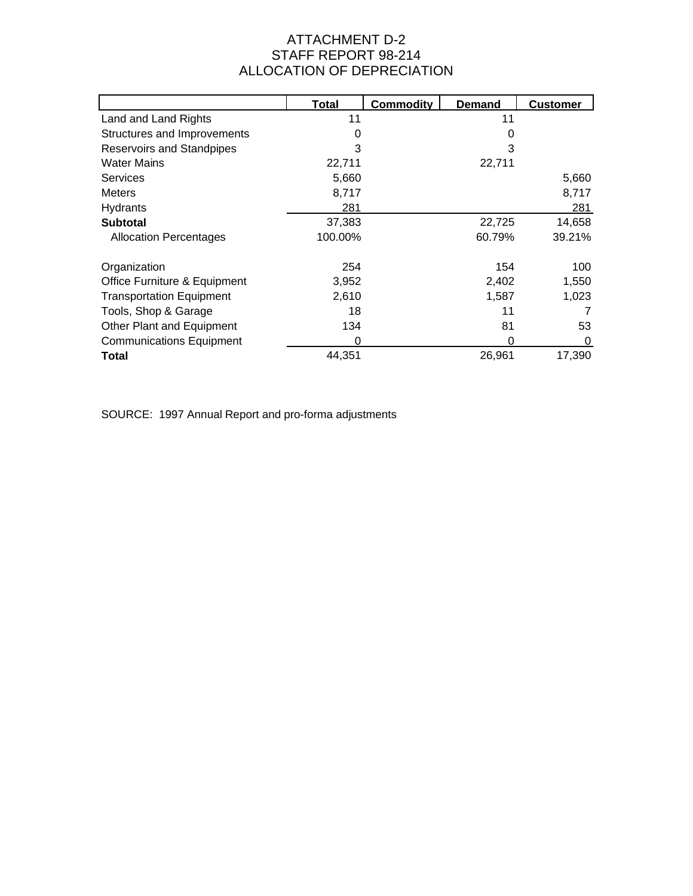# ATTACHMENT D-2
# STAFF REPORT 98-214
# ALLOCATION OF DEPRECIATION

| | Total | Commodity | Demand | Customer |
|---|---|---|---|---|
| Land and Land Rights | 11 | | 11 | |
| Structures and Improvements | 0 | | 0 | |
| Reservoirs and Standpipes | 3 | | 3 | |
| Water Mains | 22,711 | | 22,711 | |
| Services | 5,660 | | | 5,660 |
| Meters | 8,717 | | | 8,717 |
| Hydrants | 281 | | | 281 |
| **Subtotal** | 37,383 | | 22,725 | 14,658 |
| Allocation Percentages | 100.00% | | 60.79% | 39.21% |
| | | | | |
| Organization | 254 | | 154 | 100 |
| Office Furniture & Equipment | 3,952 | | 2,402 | 1,550 |
| Transportation Equipment | 2,610 | | 1,587 | 1,023 |
| Tools, Shop & Garage | 18 | | 11 | 7 |
| Other Plant and Equipment | 134 | | 81 | 53 |
| Communications Equipment | 0 | | 0 | 0 |
| **Total** | 44,351 | | 26,961 | 17,390 |

SOURCE: 1997 Annual Report and pro-forma adjustments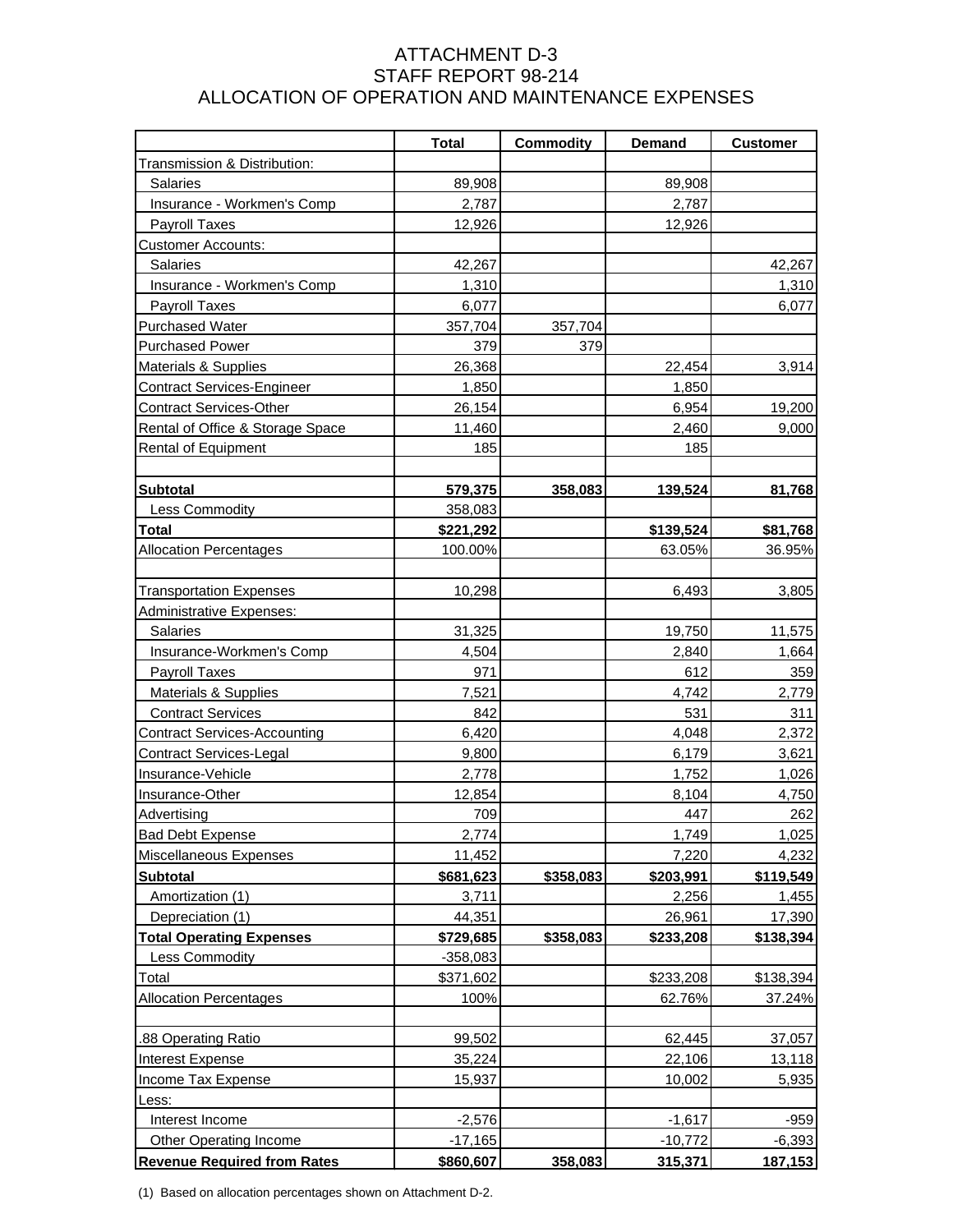# ATTACHMENT D-3
# STAFF REPORT 98-214
# ALLOCATION OF OPERATION AND MAINTENANCE EXPENSES

| | Total | Commodity | Demand | Customer |
|---|---|---|---|---|
| Transmission & Distribution: | | | | |
| Salaries | 89,908 | | 89,908 | |
| Insurance - Workmen's Comp | 2,787 | | 2,787 | |
| Payroll Taxes | 12,926 | | 12,926 | |
| Customer Accounts: | | | | |
| Salaries | 42,267 | | | 42,267 |
| Insurance - Workmen's Comp | 1,310 | | | 1,310 |
| Payroll Taxes | 6,077 | | | 6,077 |
| Purchased Water | 357,704 | 357,704 | | |
| Purchased Power | 379 | 379 | | |
| Materials & Supplies | 26,368 | | 22,454 | 3,914 |
| Contract Services-Engineer | 1,850 | | 1,850 | |
| Contract Services-Other | 26,154 | | 6,954 | 19,200 |
| Rental of Office & Storage Space | 11,460 | | 2,460 | 9,000 |
| Rental of Equipment | 185 | | 185 | |
| | | | | |
| **Subtotal** | **579,375** | **358,083** | **139,524** | **81,768** |
| Less Commodity | 358,083 | | | |
| **Total** | **$221,292** | | **$139,524** | **$81,768** |
| Allocation Percentages | 100.00% | | 63.05% | 36.95% |
| | | | | |
| Transportation Expenses | 10,298 | | 6,493 | 3,805 |
| Administrative Expenses: | | | | |
| Salaries | 31,325 | | 19,750 | 11,575 |
| Insurance-Workmen's Comp | 4,504 | | 2,840 | 1,664 |
| Payroll Taxes | 971 | | 612 | 359 |
| Materials & Supplies | 7,521 | | 4,742 | 2,779 |
| Contract Services | 842 | | 531 | 311 |
| Contract Services-Accounting | 6,420 | | 4,048 | 2,372 |
| Contract Services-Legal | 9,800 | | 6,179 | 3,621 |
| Insurance-Vehicle | 2,778 | | 1,752 | 1,026 |
| Insurance-Other | 12,854 | | 8,104 | 4,750 |
| Advertising | 709 | | 447 | 262 |
| Bad Debt Expense | 2,774 | | 1,749 | 1,025 |
| Miscellaneous Expenses | 11,452 | | 7,220 | 4,232 |
| **Subtotal** | **$681,623** | **$358,083** | **$203,991** | **$119,549** |
| Amortization (1) | 3,711 | | 2,256 | 1,455 |
| Depreciation (1) | 44,351 | | 26,961 | 17,390 |
| **Total Operating Expenses** | **$729,685** | **$358,083** | **$233,208** | **$138,394** |
| Less Commodity | -358,083 | | | |
| Total | $371,602 | | $233,208 | $138,394 |
| Allocation Percentages | 100% | | 62.76% | 37.24% |
| | | | | |
| .88 Operating Ratio | 99,502 | | 62,445 | 37,057 |
| Interest Expense | 35,224 | | 22,106 | 13,118 |
| Income Tax Expense | 15,937 | | 10,002 | 5,935 |
| Less: | | | | |
| Interest Income | -2,576 | | -1,617 | -959 |
| Other Operating Income | -17,165 | | -10,772 | -6,393 |
| **Revenue Required from Rates** | **$860,607** | **358,083** | **315,371** | **187,153** |

(1) Based on allocation percentages shown on Attachment D-2.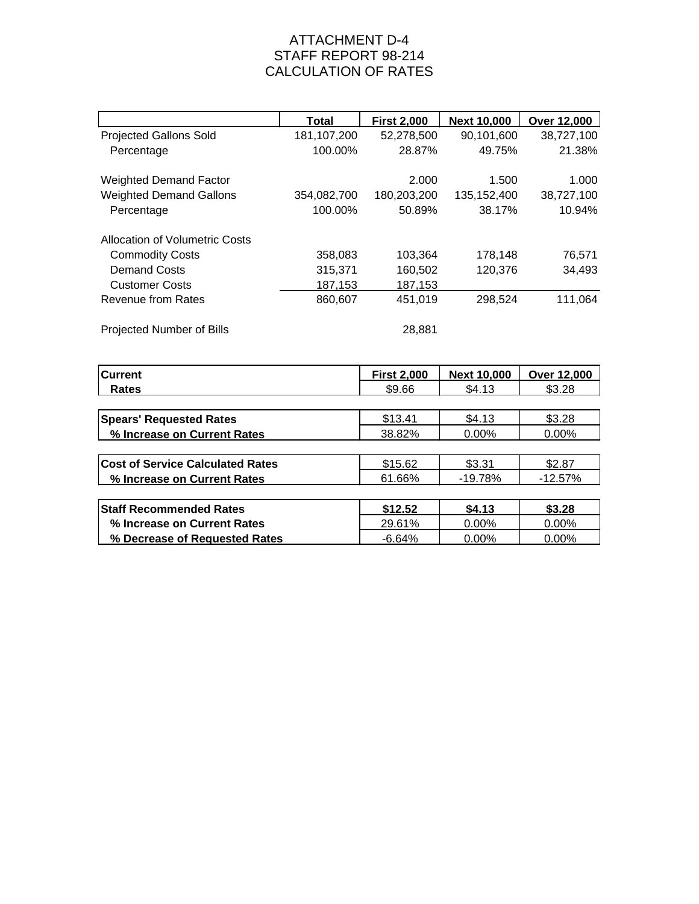# ATTACHMENT D-4
# STAFF REPORT 98-214
# CALCULATION OF RATES

| | Total | First 2,000 | Next 10,000 | Over 12,000 |
|---|---|---|---|---|
| Projected Gallons Sold | 181,107,200 | 52,278,500 | 90,101,600 | 38,727,100 |
| Percentage | 100.00% | 28.87% | 49.75% | 21.38% |
| | | | | |
| Weighted Demand Factor | | 2.000 | 1.500 | 1.000 |
| Weighted Demand Gallons | 354,082,700 | 180,203,200 | 135,152,400 | 38,727,100 |
| Percentage | 100.00% | 50.89% | 38.17% | 10.94% |
| | | | | |
| Allocation of Volumetric Costs | | | | |
| Commodity Costs | 358,083 | 103,364 | 178,148 | 76,571 |
| Demand Costs | 315,371 | 160,502 | 120,376 | 34,493 |
| Customer Costs | 187,153 | 187,153 | | |
| Revenue from Rates | 860,607 | 451,019 | 298,524 | 111,064 |
| | | | | |
| Projected Number of Bills | | 28,881 | | |

| | First 2,000 | Next 10,000 | Over 12,000 |
|---|---|---|---|
| **Current Rates** | $9.66 | $4.13 | $3.28 |
| | | | |
| **Spears' Requested Rates** | $13.41 | $4.13 | $3.28 |
| **% Increase on Current Rates** | 38.82% | 0.00% | 0.00% |
| | | | |
| **Cost of Service Calculated Rates** | $15.62 | $3.31 | $2.87 |
| **% Increase on Current Rates** | 61.66% | -19.78% | -12.57% |
| | | | |
| **Staff Recommended Rates** | **$12.52** | **$4.13** | **$3.28** |
| **% Increase on Current Rates** | 29.61% | 0.00% | 0.00% |
| **% Decrease of Requested Rates** | -6.64% | 0.00% | 0.00% |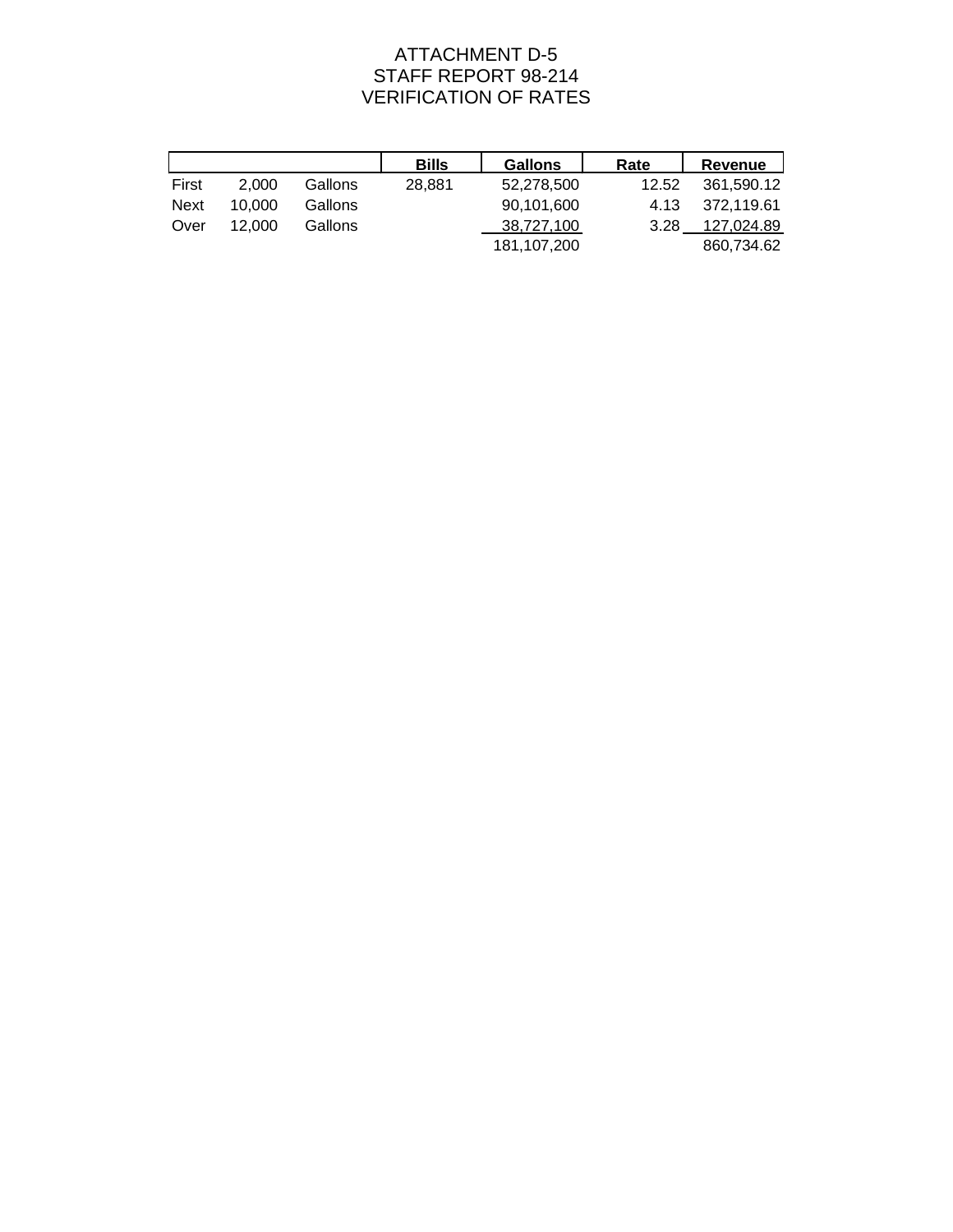# ATTACHMENT D-5
# STAFF REPORT 98-214
# VERIFICATION OF RATES

| | | | Bills | Gallons | Rate | Revenue |
|---|---|---|---|---|---|---|
| First | 2,000 | Gallons | 28,881 | 52,278,500 | 12.52 | 361,590.12 |
| Next | 10,000 | Gallons | | 90,101,600 | 4.13 | 372,119.61 |
| Over | 12,000 | Gallons | | 38,727,100 | 3.28 | 127,024.89 |
| | | | | 181,107,200 | | 860,734.62 |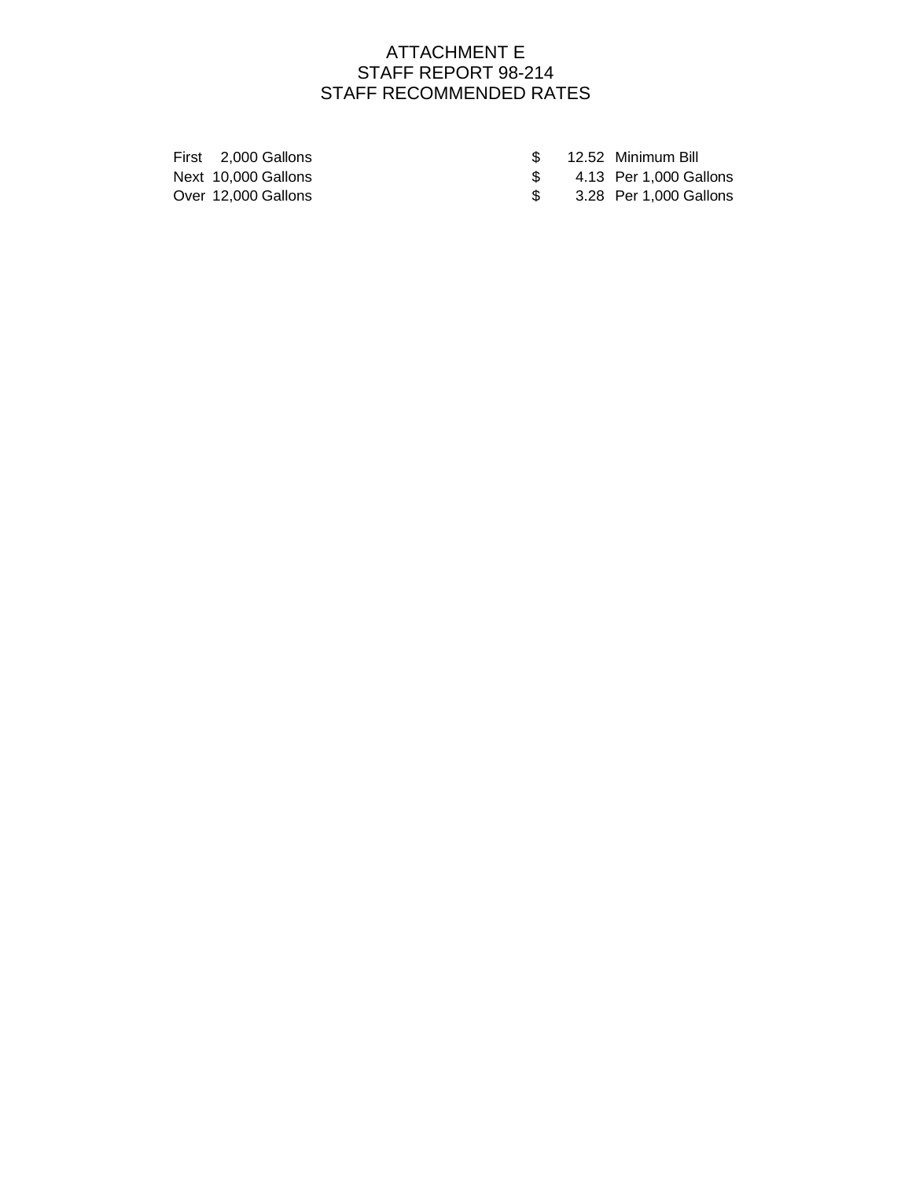# ATTACHMENT E
# STAFF REPORT 98-214
# STAFF RECOMMENDED RATES

| | | |
|---|---|---|
| First 2,000 Gallons | $ 12.52 | Minimum Bill |
| Next 10,000 Gallons | $ 4.13 | Per 1,000 Gallons |
| Over 12,000 Gallons | $ 3.28 | Per 1,000 Gallons |